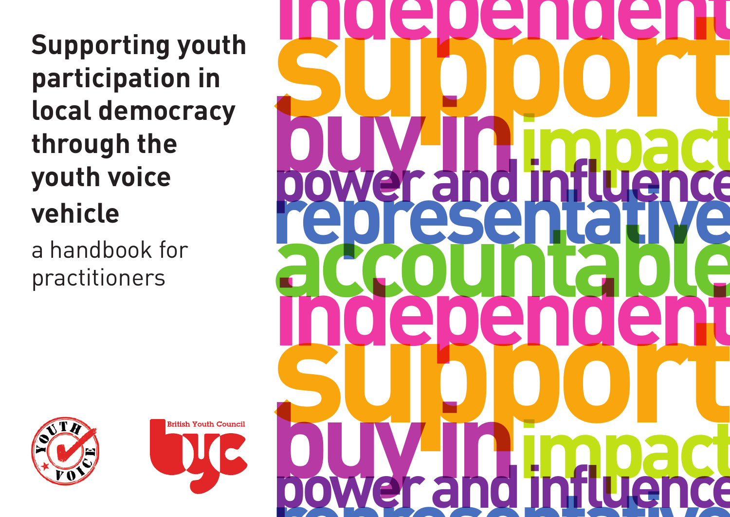# Supporting youth participation in local democracy through the youth voice vehicle

a handbook for practitioners

independent
support
buy in impact
power and influence
representative
accountable
independent
support
buy in impact
power and influence

YOUTH VOICE

British Youth Council

byc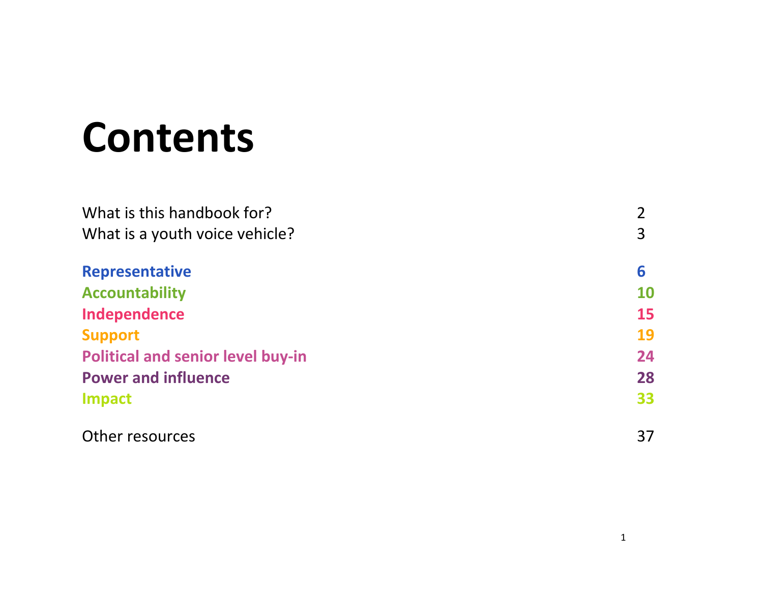# Contents

| | |
|---|---|
| What is this handbook for? | 2 |
| What is a youth voice vehicle? | 3 |
| **Representative** | **6** |
| **Accountability** | **10** |
| **Independence** | **15** |
| **Support** | **19** |
| **Political and senior level buy-in** | **24** |
| **Power and influence** | **28** |
| **Impact** | **33** |
| Other resources | 37 |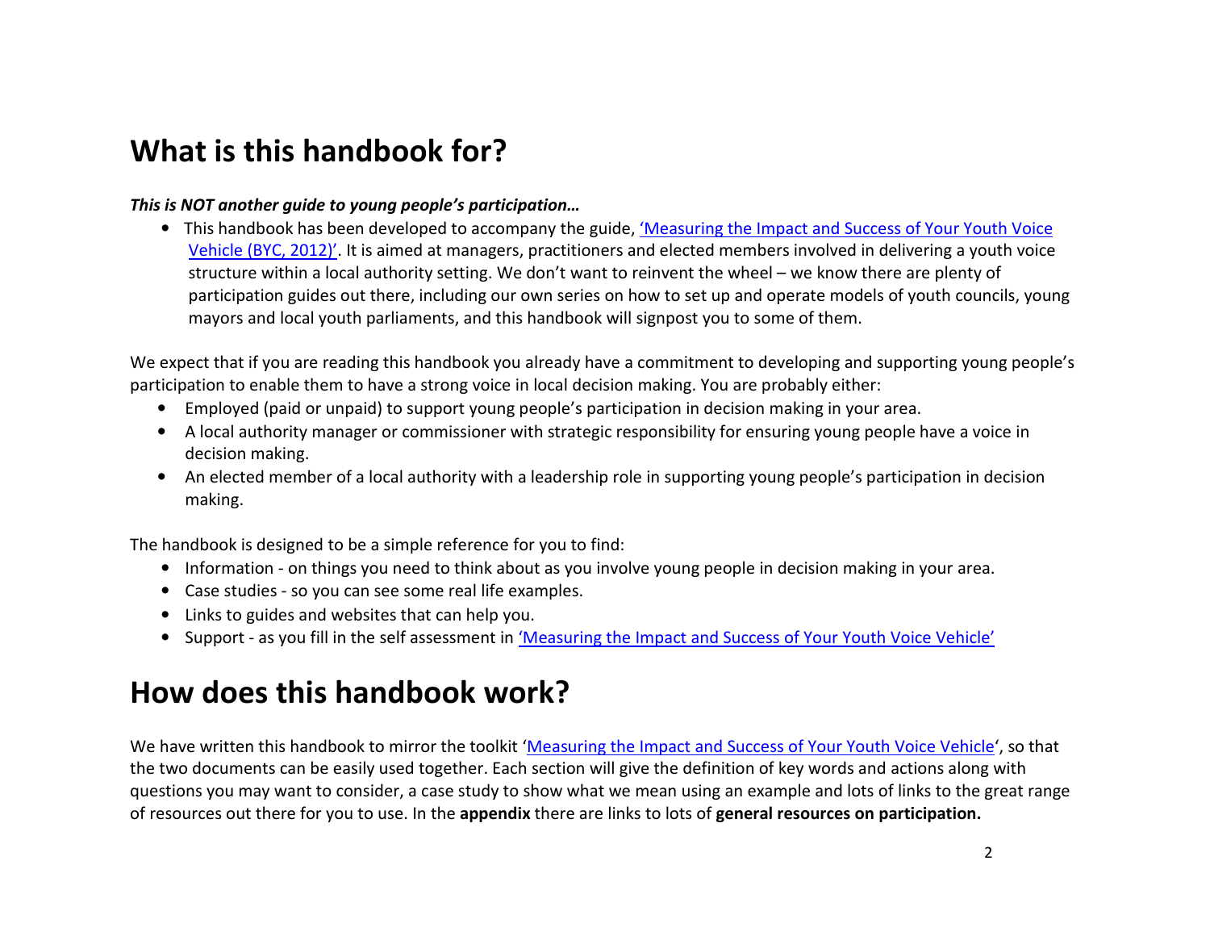# What is this handbook for?

***This is NOT another guide to young people's participation…***

- This handbook has been developed to accompany the guide, ['Measuring the Impact and Success of Your Youth Voice Vehicle (BYC, 2012)'](). It is aimed at managers, practitioners and elected members involved in delivering a youth voice structure within a local authority setting. We don't want to reinvent the wheel – we know there are plenty of participation guides out there, including our own series on how to set up and operate models of youth councils, young mayors and local youth parliaments, and this handbook will signpost you to some of them.

We expect that if you are reading this handbook you already have a commitment to developing and supporting young people's participation to enable them to have a strong voice in local decision making. You are probably either:

- Employed (paid or unpaid) to support young people's participation in decision making in your area.
- A local authority manager or commissioner with strategic responsibility for ensuring young people have a voice in decision making.
- An elected member of a local authority with a leadership role in supporting young people's participation in decision making.

The handbook is designed to be a simple reference for you to find:

- Information - on things you need to think about as you involve young people in decision making in your area.
- Case studies - so you can see some real life examples.
- Links to guides and websites that can help you.
- Support - as you fill in the self assessment in ['Measuring the Impact and Success of Your Youth Voice Vehicle']()

# How does this handbook work?

We have written this handbook to mirror the toolkit '[Measuring the Impact and Success of Your Youth Voice Vehicle]()', so that the two documents can be easily used together. Each section will give the definition of key words and actions along with questions you may want to consider, a case study to show what we mean using an example and lots of links to the great range of resources out there for you to use. In the **appendix** there are links to lots of **general resources on participation.**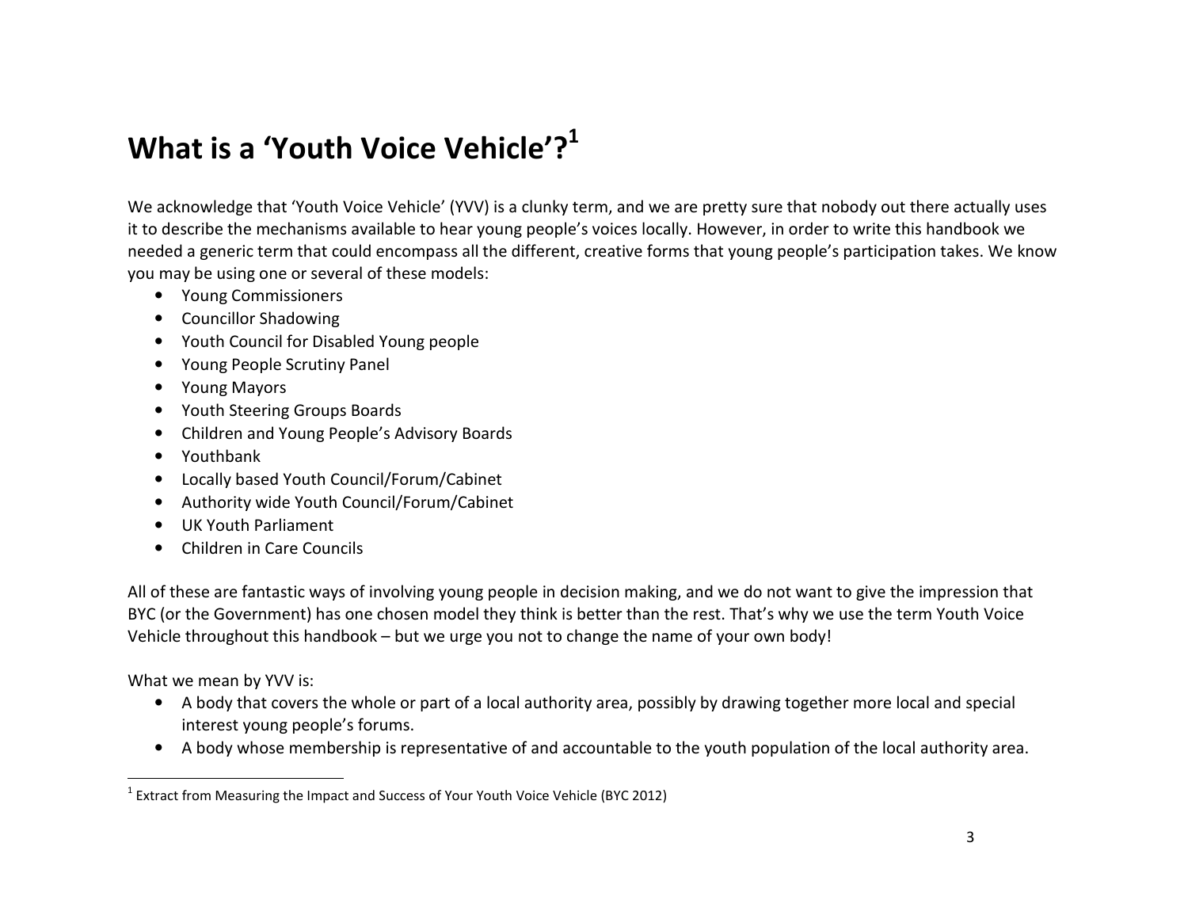# What is a 'Youth Voice Vehicle'?[1]

We acknowledge that 'Youth Voice Vehicle' (YVV) is a clunky term, and we are pretty sure that nobody out there actually uses it to describe the mechanisms available to hear young people's voices locally. However, in order to write this handbook we needed a generic term that could encompass all the different, creative forms that young people's participation takes. We know you may be using one or several of these models:

- Young Commissioners
- Councillor Shadowing
- Youth Council for Disabled Young people
- Young People Scrutiny Panel
- Young Mayors
- Youth Steering Groups Boards
- Children and Young People's Advisory Boards
- Youthbank
- Locally based Youth Council/Forum/Cabinet
- Authority wide Youth Council/Forum/Cabinet
- UK Youth Parliament
- Children in Care Councils

All of these are fantastic ways of involving young people in decision making, and we do not want to give the impression that BYC (or the Government) has one chosen model they think is better than the rest. That's why we use the term Youth Voice Vehicle throughout this handbook – but we urge you not to change the name of your own body!

What we mean by YVV is:

- A body that covers the whole or part of a local authority area, possibly by drawing together more local and special interest young people's forums.
- A body whose membership is representative of and accountable to the youth population of the local authority area.

[1] Extract from Measuring the Impact and Success of Your Youth Voice Vehicle (BYC 2012)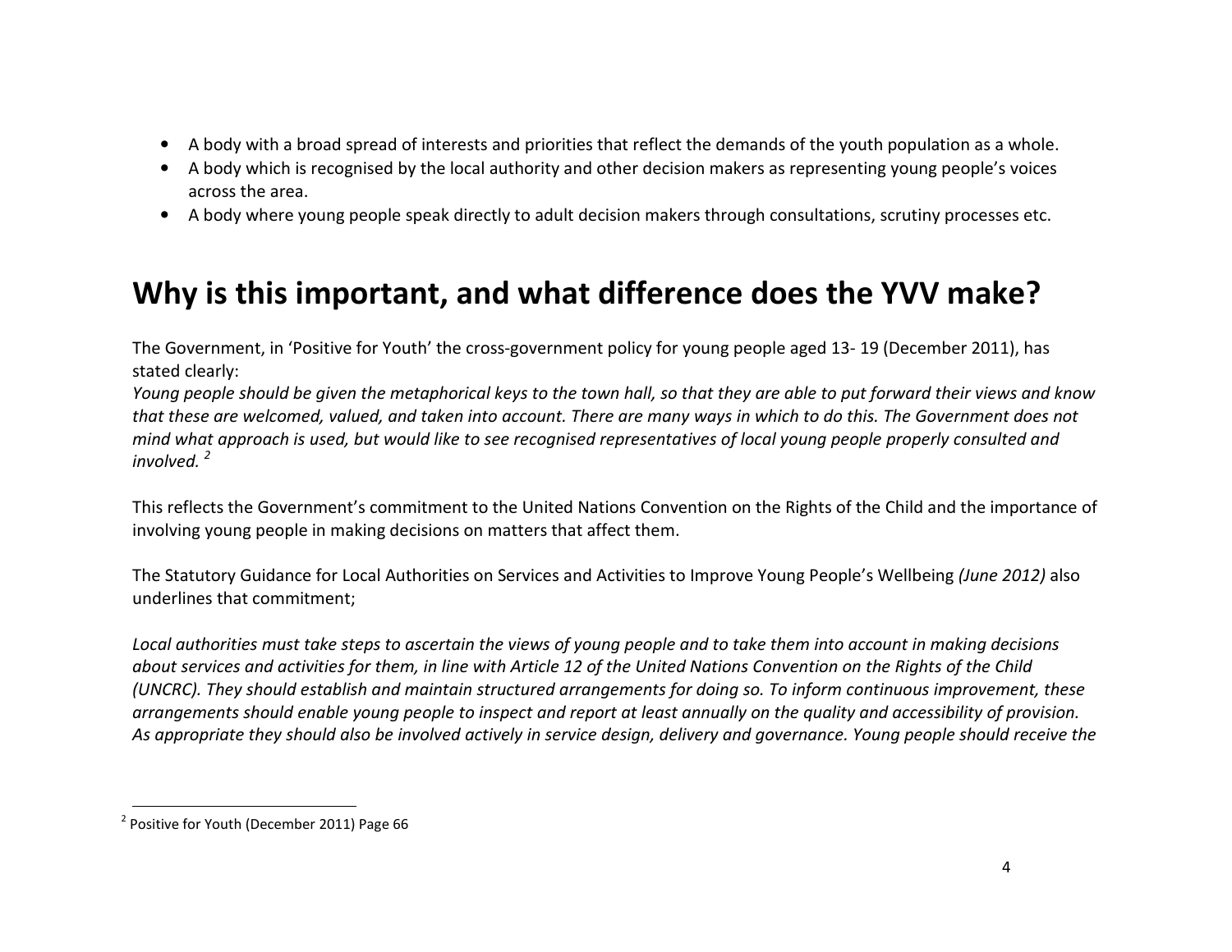- A body with a broad spread of interests and priorities that reflect the demands of the youth population as a whole.
- A body which is recognised by the local authority and other decision makers as representing young people's voices across the area.
- A body where young people speak directly to adult decision makers through consultations, scrutiny processes etc.

# Why is this important, and what difference does the YVV make?

The Government, in 'Positive for Youth' the cross-government policy for young people aged 13- 19 (December 2011), has stated clearly:
*Young people should be given the metaphorical keys to the town hall, so that they are able to put forward their views and know that these are welcomed, valued, and taken into account. There are many ways in which to do this. The Government does not mind what approach is used, but would like to see recognised representatives of local young people properly consulted and involved.* [2]

This reflects the Government's commitment to the United Nations Convention on the Rights of the Child and the importance of involving young people in making decisions on matters that affect them.

The Statutory Guidance for Local Authorities on Services and Activities to Improve Young People's Wellbeing *(June 2012)* also underlines that commitment;

*Local authorities must take steps to ascertain the views of young people and to take them into account in making decisions about services and activities for them, in line with Article 12 of the United Nations Convention on the Rights of the Child (UNCRC). They should establish and maintain structured arrangements for doing so. To inform continuous improvement, these arrangements should enable young people to inspect and report at least annually on the quality and accessibility of provision. As appropriate they should also be involved actively in service design, delivery and governance. Young people should receive the*

[2] Positive for Youth (December 2011) Page 66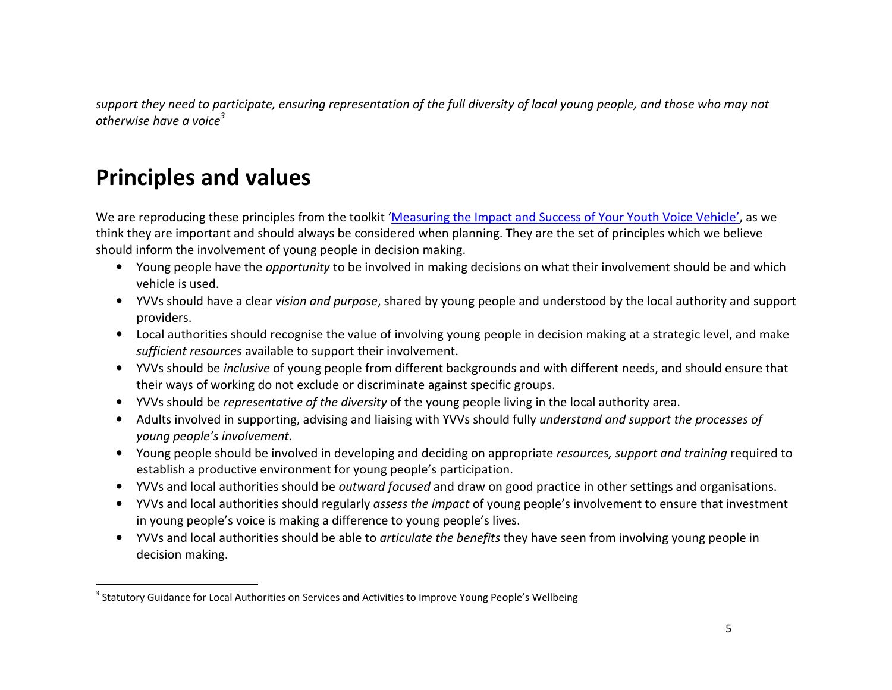*support they need to participate, ensuring representation of the full diversity of local young people, and those who may not otherwise have a voice*[3]

# Principles and values

We are reproducing these principles from the toolkit '[Measuring the Impact and Success of Your Youth Voice Vehicle]', as we think they are important and should always be considered when planning. They are the set of principles which we believe should inform the involvement of young people in decision making.

- Young people have the *opportunity* to be involved in making decisions on what their involvement should be and which vehicle is used.
- YVVs should have a clear *vision and purpose*, shared by young people and understood by the local authority and support providers.
- Local authorities should recognise the value of involving young people in decision making at a strategic level, and make *sufficient resources* available to support their involvement.
- YVVs should be *inclusive* of young people from different backgrounds and with different needs, and should ensure that their ways of working do not exclude or discriminate against specific groups.
- YVVs should be *representative of the diversity* of the young people living in the local authority area.
- Adults involved in supporting, advising and liaising with YVVs should fully *understand and support the processes of young people's involvement.*
- Young people should be involved in developing and deciding on appropriate *resources, support and training* required to establish a productive environment for young people's participation.
- YVVs and local authorities should be *outward focused* and draw on good practice in other settings and organisations.
- YVVs and local authorities should regularly *assess the impact* of young people's involvement to ensure that investment in young people's voice is making a difference to young people's lives.
- YVVs and local authorities should be able to *articulate the benefits* they have seen from involving young people in decision making.

[3] Statutory Guidance for Local Authorities on Services and Activities to Improve Young People's Wellbeing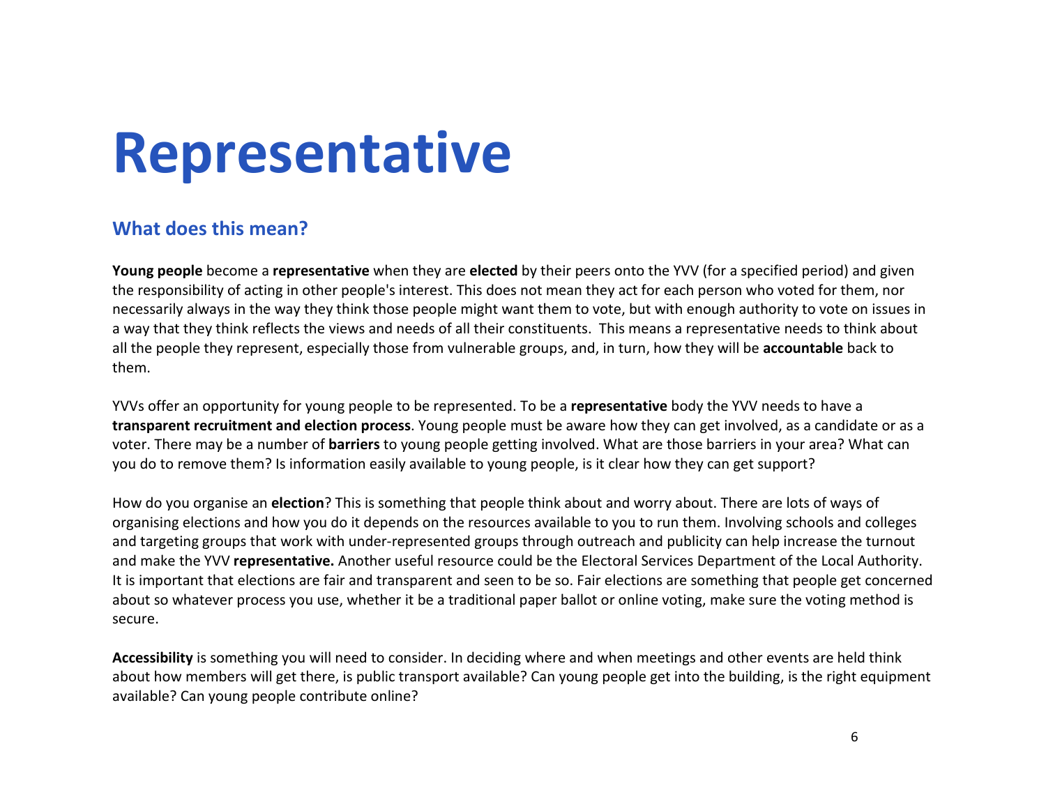# Representative

## What does this mean?

**Young people** become a **representative** when they are **elected** by their peers onto the YVV (for a specified period) and given the responsibility of acting in other people's interest. This does not mean they act for each person who voted for them, nor necessarily always in the way they think those people might want them to vote, but with enough authority to vote on issues in a way that they think reflects the views and needs of all their constituents. This means a representative needs to think about all the people they represent, especially those from vulnerable groups, and, in turn, how they will be **accountable** back to them.

YVVs offer an opportunity for young people to be represented. To be a **representative** body the YVV needs to have a **transparent recruitment and election process**. Young people must be aware how they can get involved, as a candidate or as a voter. There may be a number of **barriers** to young people getting involved. What are those barriers in your area? What can you do to remove them? Is information easily available to young people, is it clear how they can get support?

How do you organise an **election**? This is something that people think about and worry about. There are lots of ways of organising elections and how you do it depends on the resources available to you to run them. Involving schools and colleges and targeting groups that work with under-represented groups through outreach and publicity can help increase the turnout and make the YVV **representative.** Another useful resource could be the Electoral Services Department of the Local Authority. It is important that elections are fair and transparent and seen to be so. Fair elections are something that people get concerned about so whatever process you use, whether it be a traditional paper ballot or online voting, make sure the voting method is secure.

**Accessibility** is something you will need to consider. In deciding where and when meetings and other events are held think about how members will get there, is public transport available? Can young people get into the building, is the right equipment available? Can young people contribute online?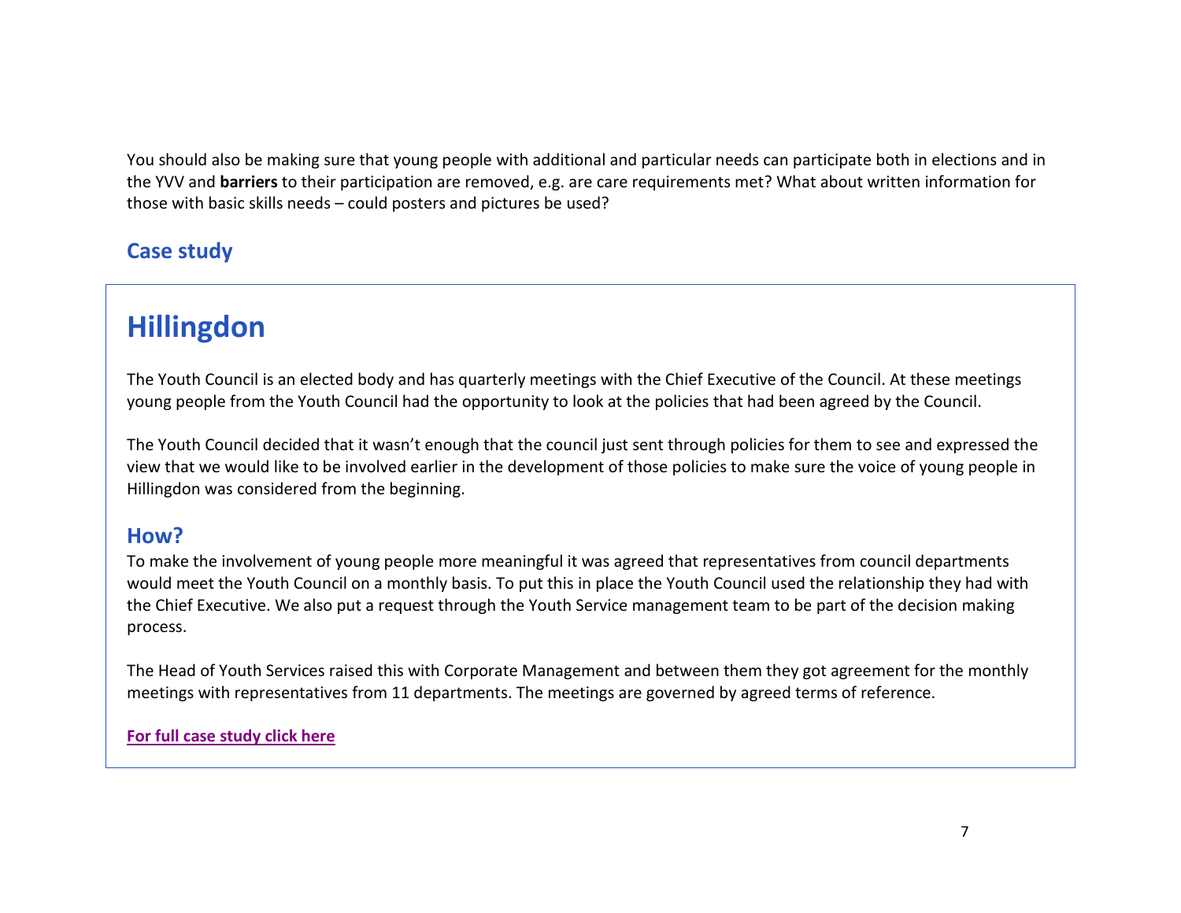You should also be making sure that young people with additional and particular needs can participate both in elections and in the YVV and **barriers** to their participation are removed, e.g. are care requirements met? What about written information for those with basic skills needs – could posters and pictures be used?

## Case study

# Hillingdon

The Youth Council is an elected body and has quarterly meetings with the Chief Executive of the Council. At these meetings young people from the Youth Council had the opportunity to look at the policies that had been agreed by the Council.

The Youth Council decided that it wasn't enough that the council just sent through policies for them to see and expressed the view that we would like to be involved earlier in the development of those policies to make sure the voice of young people in Hillingdon was considered from the beginning.

## How?

To make the involvement of young people more meaningful it was agreed that representatives from council departments would meet the Youth Council on a monthly basis. To put this in place the Youth Council used the relationship they had with the Chief Executive. We also put a request through the Youth Service management team to be part of the decision making process.

The Head of Youth Services raised this with Corporate Management and between them they got agreement for the monthly meetings with representatives from 11 departments. The meetings are governed by agreed terms of reference.

**For full case study click here**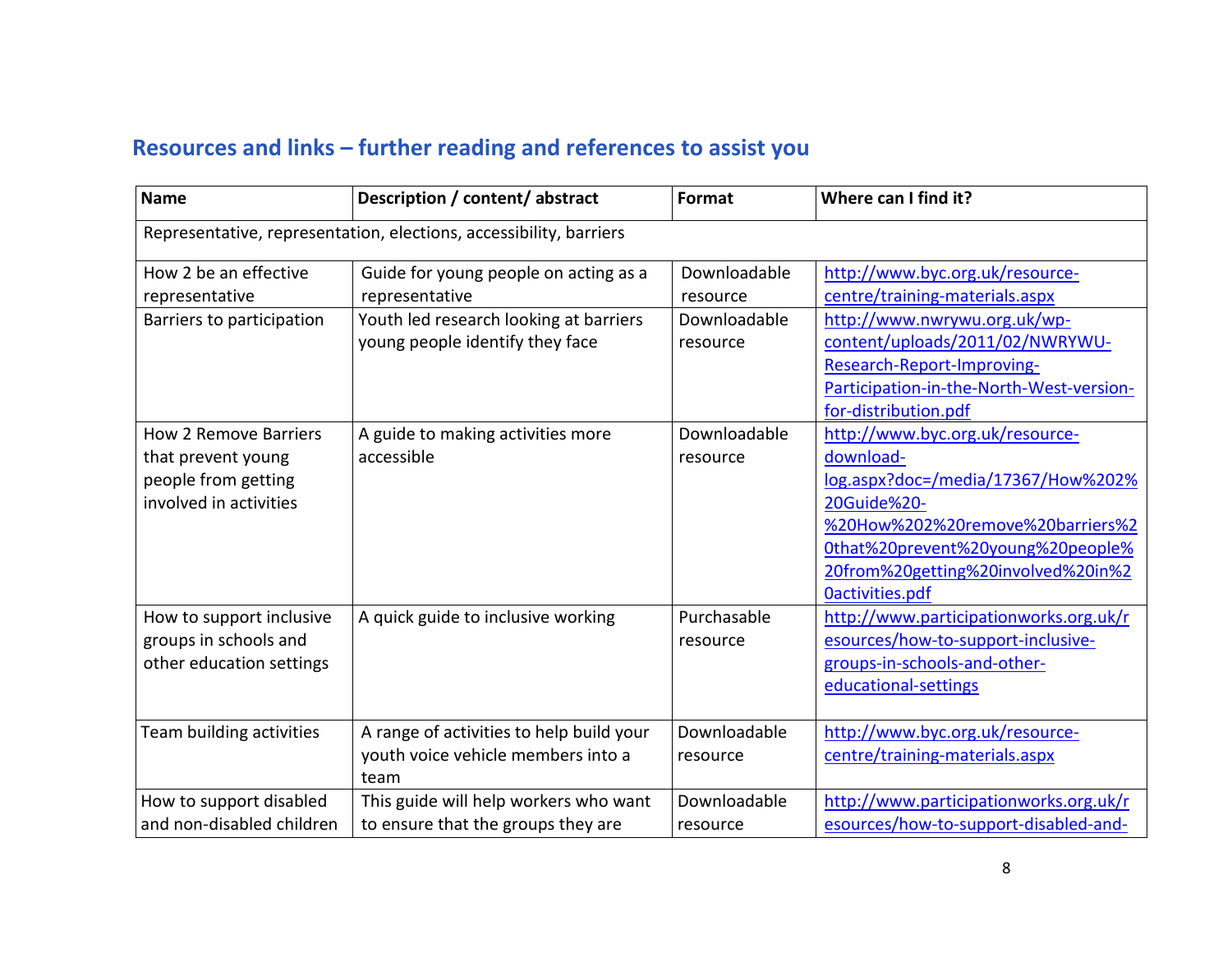## Resources and links – further reading and references to assist you

| Name | Description / content/ abstract | Format | Where can I find it? |
|---|---|---|---|
| Representative, representation, elections, accessibility, barriers | | | |
| How 2 be an effective representative | Guide for young people on acting as a representative | Downloadable resource | http://www.byc.org.uk/resource-centre/training-materials.aspx |
| Barriers to participation | Youth led research looking at barriers young people identify they face | Downloadable resource | http://www.nwrywu.org.uk/wp-content/uploads/2011/02/NWRYWU-Research-Report-Improving-Participation-in-the-North-West-version-for-distribution.pdf |
| How 2 Remove Barriers that prevent young people from getting involved in activities | A guide to making activities more accessible | Downloadable resource | http://www.byc.org.uk/resource-download-log.aspx?doc=/media/17367/How%202%20Guide%20-%20How%202%20remove%20barriers%20that%20prevent%20young%20people%20from%20getting%20involved%20in%20activities.pdf |
| How to support inclusive groups in schools and other education settings | A quick guide to inclusive working | Purchasable resource | http://www.participationworks.org.uk/resources/how-to-support-inclusive-groups-in-schools-and-other-educational-settings |
| Team building activities | A range of activities to help build your youth voice vehicle members into a team | Downloadable resource | http://www.byc.org.uk/resource-centre/training-materials.aspx |
| How to support disabled and non-disabled children | This guide will help workers who want to ensure that the groups they are | Downloadable resource | http://www.participationworks.org.uk/resources/how-to-support-disabled-and- |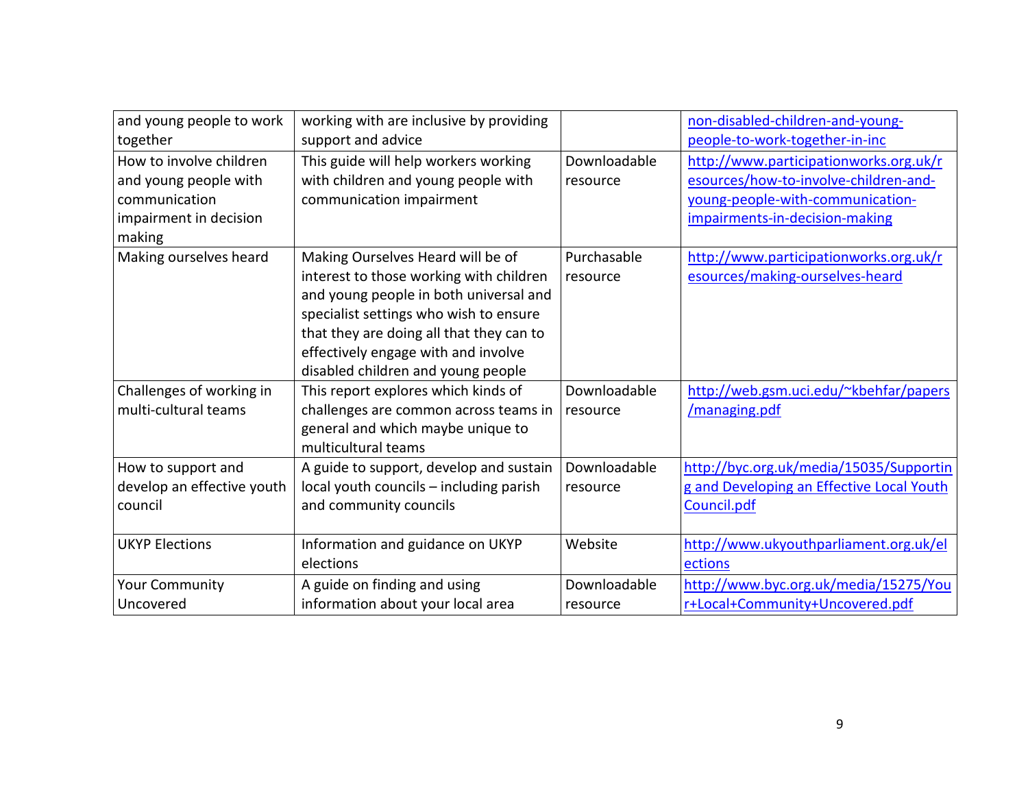| and young people to work together | working with are inclusive by providing support and advice | | non-disabled-children-and-young-people-to-work-together-in-inc |
|---|---|---|---|
| How to involve children and young people with communication impairment in decision making | This guide will help workers working with children and young people with communication impairment | Downloadable resource | http://www.participationworks.org.uk/resources/how-to-involve-children-and-young-people-with-communication-impairments-in-decision-making |
| Making ourselves heard | Making Ourselves Heard will be of interest to those working with children and young people in both universal and specialist settings who wish to ensure that they are doing all that they can to effectively engage with and involve disabled children and young people | Purchasable resource | http://www.participationworks.org.uk/resources/making-ourselves-heard |
| Challenges of working in multi-cultural teams | This report explores which kinds of challenges are common across teams in general and which maybe unique to multicultural teams | Downloadable resource | http://web.gsm.uci.edu/~kbehfar/papers/managing.pdf |
| How to support and develop an effective youth council | A guide to support, develop and sustain local youth councils – including parish and community councils | Downloadable resource | http://byc.org.uk/media/15035/Supporting and Developing an Effective Local Youth Council.pdf |
| UKYP Elections | Information and guidance on UKYP elections | Website | http://www.ukyouthparliament.org.uk/elections |
| Your Community Uncovered | A guide on finding and using information about your local area | Downloadable resource | http://www.byc.org.uk/media/15275/Your+Local+Community+Uncovered.pdf |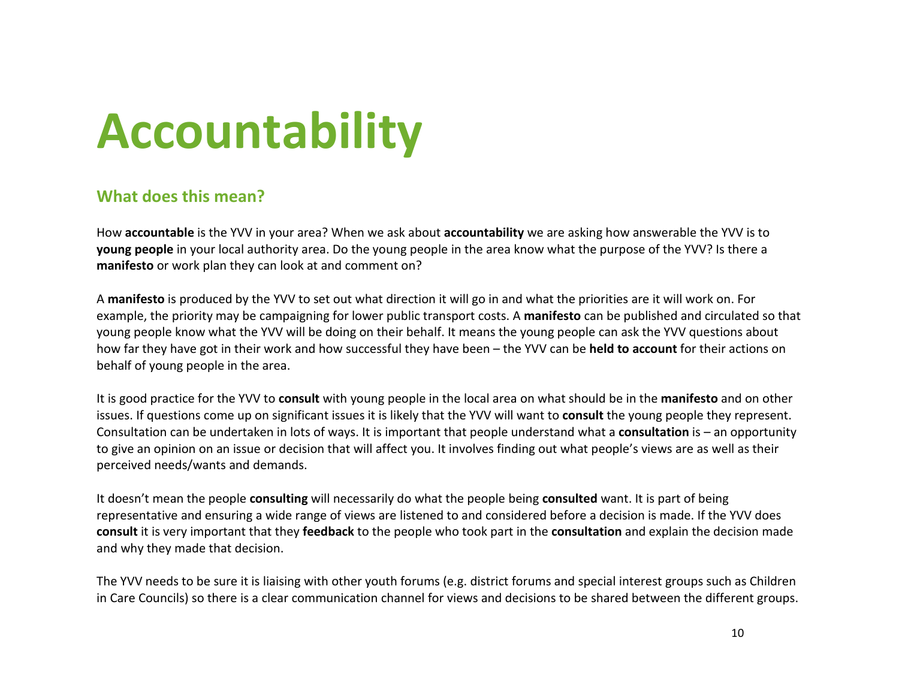# Accountability

## What does this mean?

How **accountable** is the YVV in your area? When we ask about **accountability** we are asking how answerable the YVV is to **young people** in your local authority area. Do the young people in the area know what the purpose of the YVV? Is there a **manifesto** or work plan they can look at and comment on?

A **manifesto** is produced by the YVV to set out what direction it will go in and what the priorities are it will work on. For example, the priority may be campaigning for lower public transport costs. A **manifesto** can be published and circulated so that young people know what the YVV will be doing on their behalf. It means the young people can ask the YVV questions about how far they have got in their work and how successful they have been – the YVV can be **held to account** for their actions on behalf of young people in the area.

It is good practice for the YVV to **consult** with young people in the local area on what should be in the **manifesto** and on other issues. If questions come up on significant issues it is likely that the YVV will want to **consult** the young people they represent. Consultation can be undertaken in lots of ways. It is important that people understand what a **consultation** is – an opportunity to give an opinion on an issue or decision that will affect you. It involves finding out what people's views are as well as their perceived needs/wants and demands.

It doesn't mean the people **consulting** will necessarily do what the people being **consulted** want. It is part of being representative and ensuring a wide range of views are listened to and considered before a decision is made. If the YVV does **consult** it is very important that they **feedback** to the people who took part in the **consultation** and explain the decision made and why they made that decision.

The YVV needs to be sure it is liaising with other youth forums (e.g. district forums and special interest groups such as Children in Care Councils) so there is a clear communication channel for views and decisions to be shared between the different groups.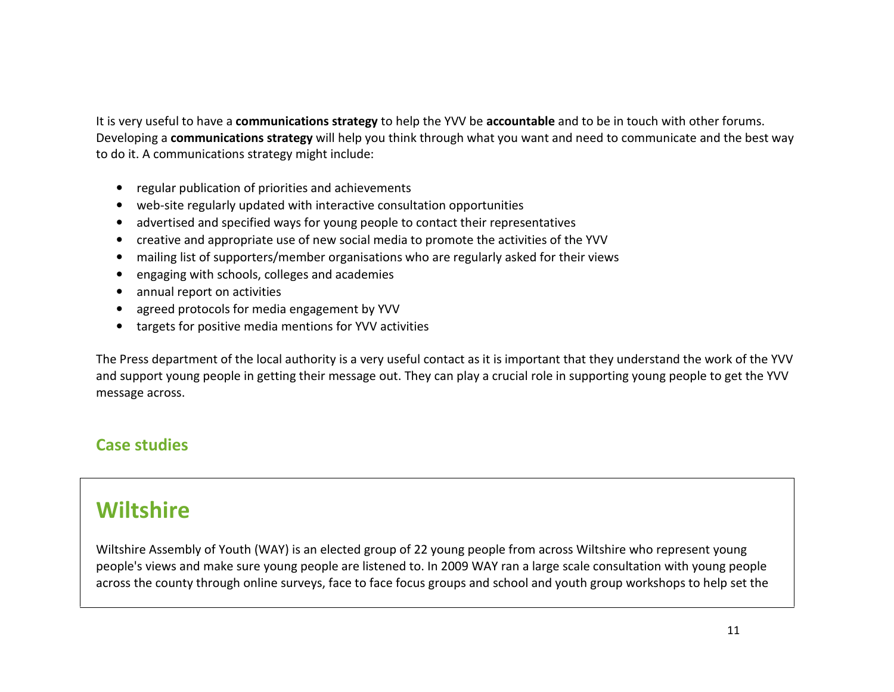It is very useful to have a **communications strategy** to help the YVV be **accountable** and to be in touch with other forums. Developing a **communications strategy** will help you think through what you want and need to communicate and the best way to do it. A communications strategy might include:

- regular publication of priorities and achievements
- web-site regularly updated with interactive consultation opportunities
- advertised and specified ways for young people to contact their representatives
- creative and appropriate use of new social media to promote the activities of the YVV
- mailing list of supporters/member organisations who are regularly asked for their views
- engaging with schools, colleges and academies
- annual report on activities
- agreed protocols for media engagement by YVV
- targets for positive media mentions for YVV activities

The Press department of the local authority is a very useful contact as it is important that they understand the work of the YVV and support young people in getting their message out. They can play a crucial role in supporting young people to get the YVV message across.

## Case studies

### Wiltshire

Wiltshire Assembly of Youth (WAY) is an elected group of 22 young people from across Wiltshire who represent young people's views and make sure young people are listened to. In 2009 WAY ran a large scale consultation with young people across the county through online surveys, face to face focus groups and school and youth group workshops to help set the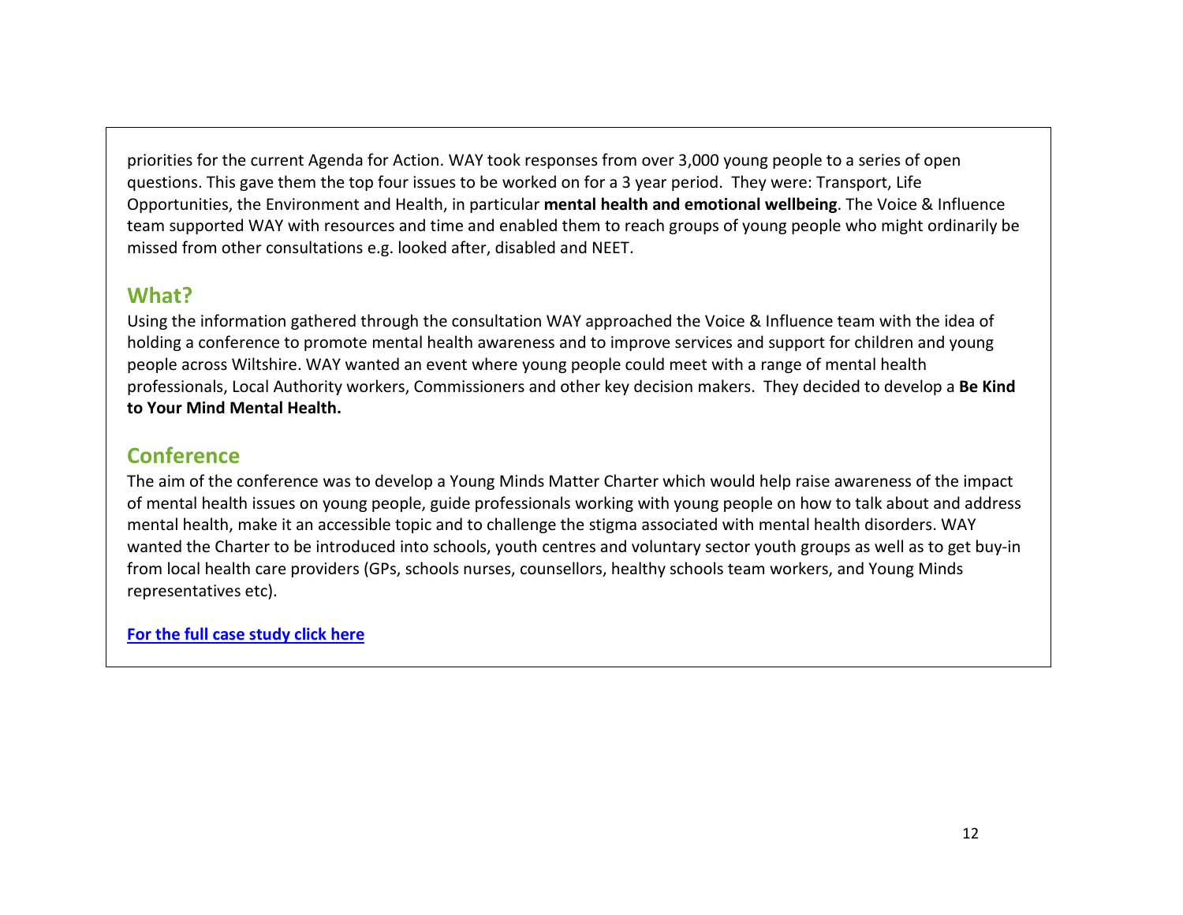priorities for the current Agenda for Action. WAY took responses from over 3,000 young people to a series of open questions. This gave them the top four issues to be worked on for a 3 year period. They were: Transport, Life Opportunities, the Environment and Health, in particular **mental health and emotional wellbeing**. The Voice & Influence team supported WAY with resources and time and enabled them to reach groups of young people who might ordinarily be missed from other consultations e.g. looked after, disabled and NEET.

## What?

Using the information gathered through the consultation WAY approached the Voice & Influence team with the idea of holding a conference to promote mental health awareness and to improve services and support for children and young people across Wiltshire. WAY wanted an event where young people could meet with a range of mental health professionals, Local Authority workers, Commissioners and other key decision makers. They decided to develop a **Be Kind to Your Mind Mental Health.**

## Conference

The aim of the conference was to develop a Young Minds Matter Charter which would help raise awareness of the impact of mental health issues on young people, guide professionals working with young people on how to talk about and address mental health, make it an accessible topic and to challenge the stigma associated with mental health disorders. WAY wanted the Charter to be introduced into schools, youth centres and voluntary sector youth groups as well as to get buy-in from local health care providers (GPs, schools nurses, counsellors, healthy schools team workers, and Young Minds representatives etc).

**For the full case study click here**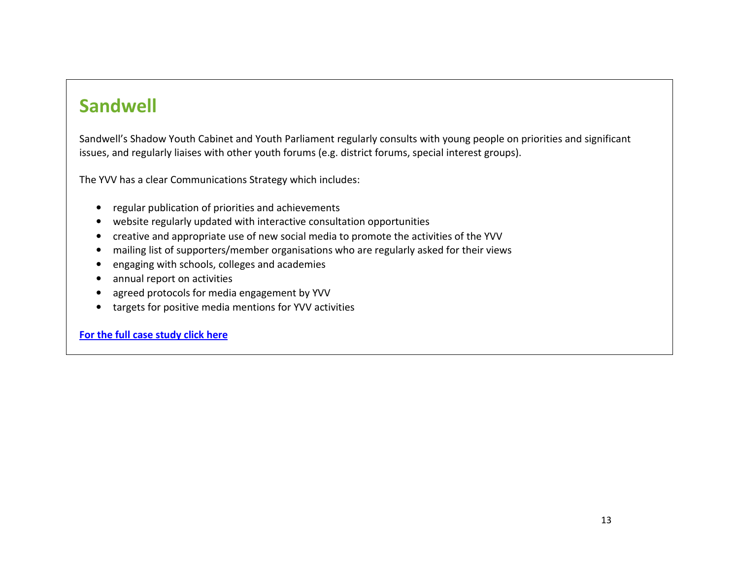## Sandwell

Sandwell's Shadow Youth Cabinet and Youth Parliament regularly consults with young people on priorities and significant issues, and regularly liaises with other youth forums (e.g. district forums, special interest groups).

The YVV has a clear Communications Strategy which includes:

- regular publication of priorities and achievements
- website regularly updated with interactive consultation opportunities
- creative and appropriate use of new social media to promote the activities of the YVV
- mailing list of supporters/member organisations who are regularly asked for their views
- engaging with schools, colleges and academies
- annual report on activities
- agreed protocols for media engagement by YVV
- targets for positive media mentions for YVV activities

**For the full case study click here**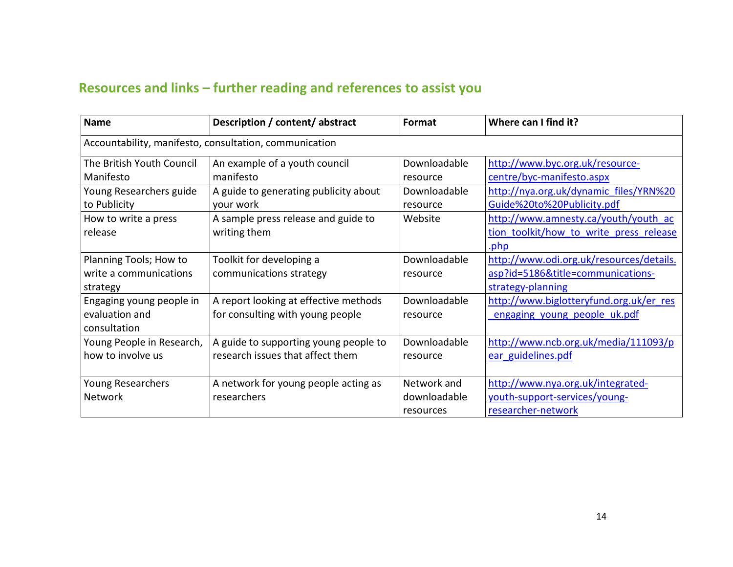## Resources and links – further reading and references to assist you

| Name | Description / content/ abstract | Format | Where can I find it? |
|---|---|---|---|
| Accountability, manifesto, consultation, communication | | | |
| The British Youth Council Manifesto | An example of a youth council manifesto | Downloadable resource | http://www.byc.org.uk/resource-centre/byc-manifesto.aspx |
| Young Researchers guide to Publicity | A guide to generating publicity about your work | Downloadable resource | http://nya.org.uk/dynamic_files/YRN%20Guide%20to%20Publicity.pdf |
| How to write a press release | A sample press release and guide to writing them | Website | http://www.amnesty.ca/youth/youth_action_toolkit/how_to_write_press_release.php |
| Planning Tools; How to write a communications strategy | Toolkit for developing a communications strategy | Downloadable resource | http://www.odi.org.uk/resources/details.asp?id=5186&title=communications-strategy-planning |
| Engaging young people in evaluation and consultation | A report looking at effective methods for consulting with young people | Downloadable resource | http://www.biglotteryfund.org.uk/er_res_engaging_young_people_uk.pdf |
| Young People in Research, how to involve us | A guide to supporting young people to research issues that affect them | Downloadable resource | http://www.ncb.org.uk/media/111093/pear_guidelines.pdf |
| Young Researchers Network | A network for young people acting as researchers | Network and downloadable resources | http://www.nya.org.uk/integrated-youth-support-services/young-researcher-network |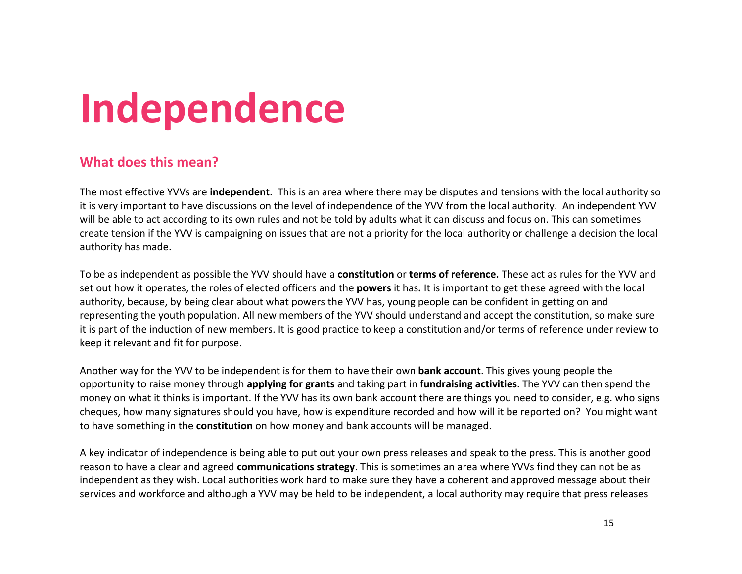# Independence

## What does this mean?

The most effective YVVs are **independent**. This is an area where there may be disputes and tensions with the local authority so it is very important to have discussions on the level of independence of the YVV from the local authority. An independent YVV will be able to act according to its own rules and not be told by adults what it can discuss and focus on. This can sometimes create tension if the YVV is campaigning on issues that are not a priority for the local authority or challenge a decision the local authority has made.

To be as independent as possible the YVV should have a **constitution** or **terms of reference.** These act as rules for the YVV and set out how it operates, the roles of elected officers and the **powers** it has**.** It is important to get these agreed with the local authority, because, by being clear about what powers the YVV has, young people can be confident in getting on and representing the youth population. All new members of the YVV should understand and accept the constitution, so make sure it is part of the induction of new members. It is good practice to keep a constitution and/or terms of reference under review to keep it relevant and fit for purpose.

Another way for the YVV to be independent is for them to have their own **bank account**. This gives young people the opportunity to raise money through **applying for grants** and taking part in **fundraising activities**. The YVV can then spend the money on what it thinks is important. If the YVV has its own bank account there are things you need to consider, e.g. who signs cheques, how many signatures should you have, how is expenditure recorded and how will it be reported on? You might want to have something in the **constitution** on how money and bank accounts will be managed.

A key indicator of independence is being able to put out your own press releases and speak to the press. This is another good reason to have a clear and agreed **communications strategy**. This is sometimes an area where YVVs find they can not be as independent as they wish. Local authorities work hard to make sure they have a coherent and approved message about their services and workforce and although a YVV may be held to be independent, a local authority may require that press releases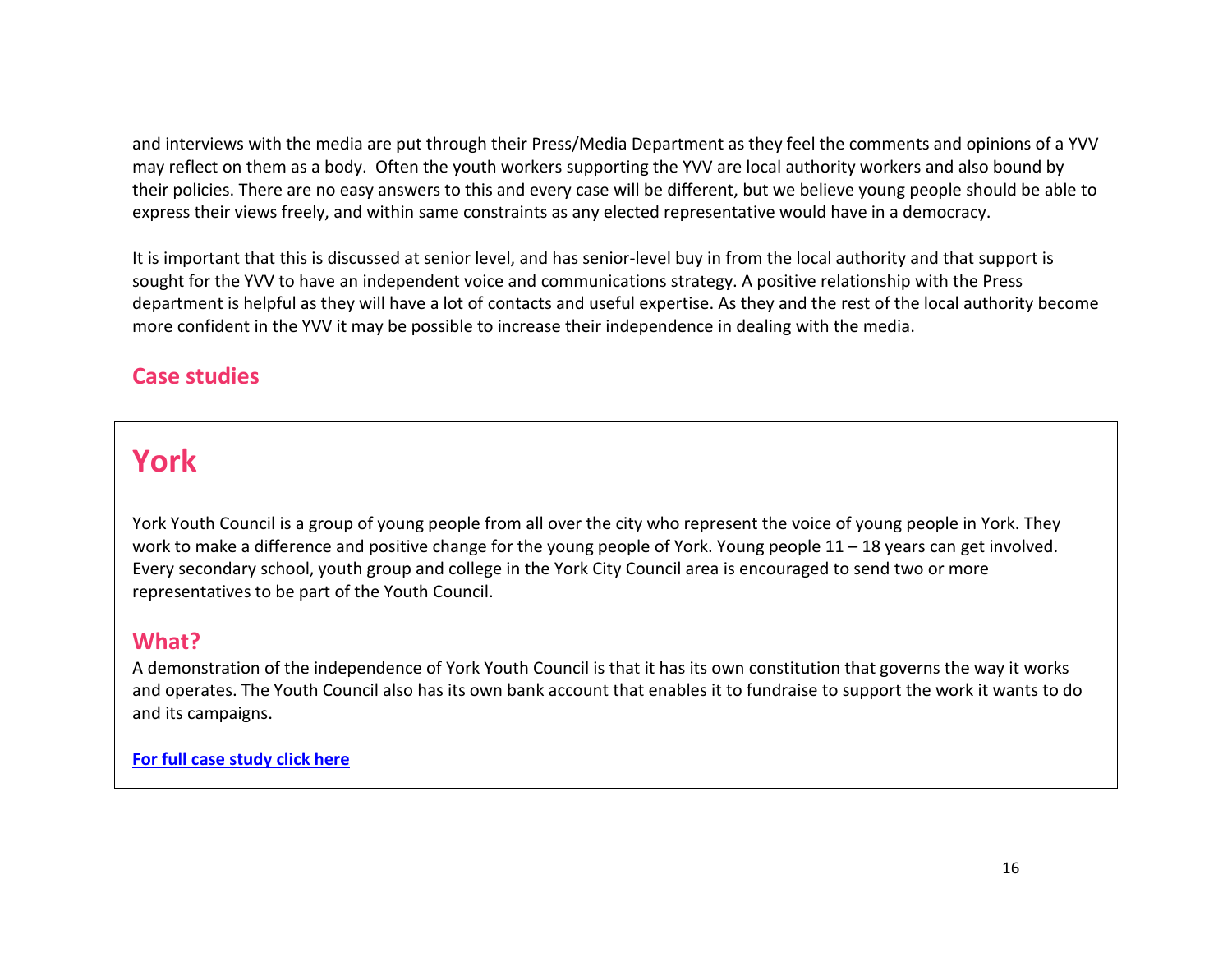and interviews with the media are put through their Press/Media Department as they feel the comments and opinions of a YVV may reflect on them as a body. Often the youth workers supporting the YVV are local authority workers and also bound by their policies. There are no easy answers to this and every case will be different, but we believe young people should be able to express their views freely, and within same constraints as any elected representative would have in a democracy.

It is important that this is discussed at senior level, and has senior-level buy in from the local authority and that support is sought for the YVV to have an independent voice and communications strategy. A positive relationship with the Press department is helpful as they will have a lot of contacts and useful expertise. As they and the rest of the local authority become more confident in the YVV it may be possible to increase their independence in dealing with the media.

## Case studies

# York

York Youth Council is a group of young people from all over the city who represent the voice of young people in York. They work to make a difference and positive change for the young people of York. Young people 11 – 18 years can get involved. Every secondary school, youth group and college in the York City Council area is encouraged to send two or more representatives to be part of the Youth Council.

## What?

A demonstration of the independence of York Youth Council is that it has its own constitution that governs the way it works and operates. The Youth Council also has its own bank account that enables it to fundraise to support the work it wants to do and its campaigns.

**For full case study click here**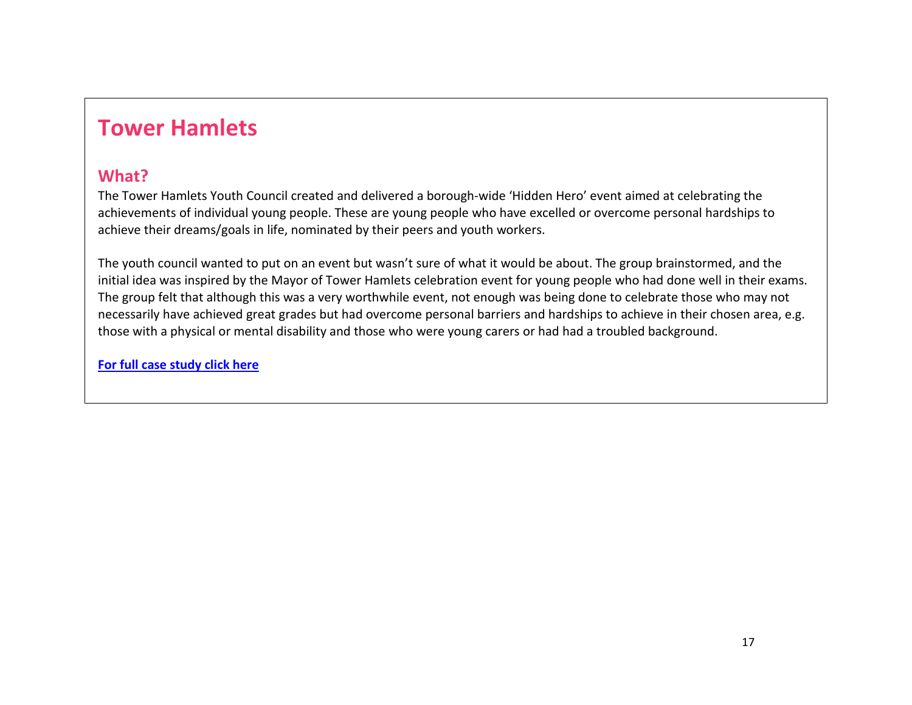# Tower Hamlets

## What?

The Tower Hamlets Youth Council created and delivered a borough-wide 'Hidden Hero' event aimed at celebrating the achievements of individual young people. These are young people who have excelled or overcome personal hardships to achieve their dreams/goals in life, nominated by their peers and youth workers.

The youth council wanted to put on an event but wasn't sure of what it would be about. The group brainstormed, and the initial idea was inspired by the Mayor of Tower Hamlets celebration event for young people who had done well in their exams. The group felt that although this was a very worthwhile event, not enough was being done to celebrate those who may not necessarily have achieved great grades but had overcome personal barriers and hardships to achieve in their chosen area, e.g. those with a physical or mental disability and those who were young carers or had had a troubled background.

**For full case study click here**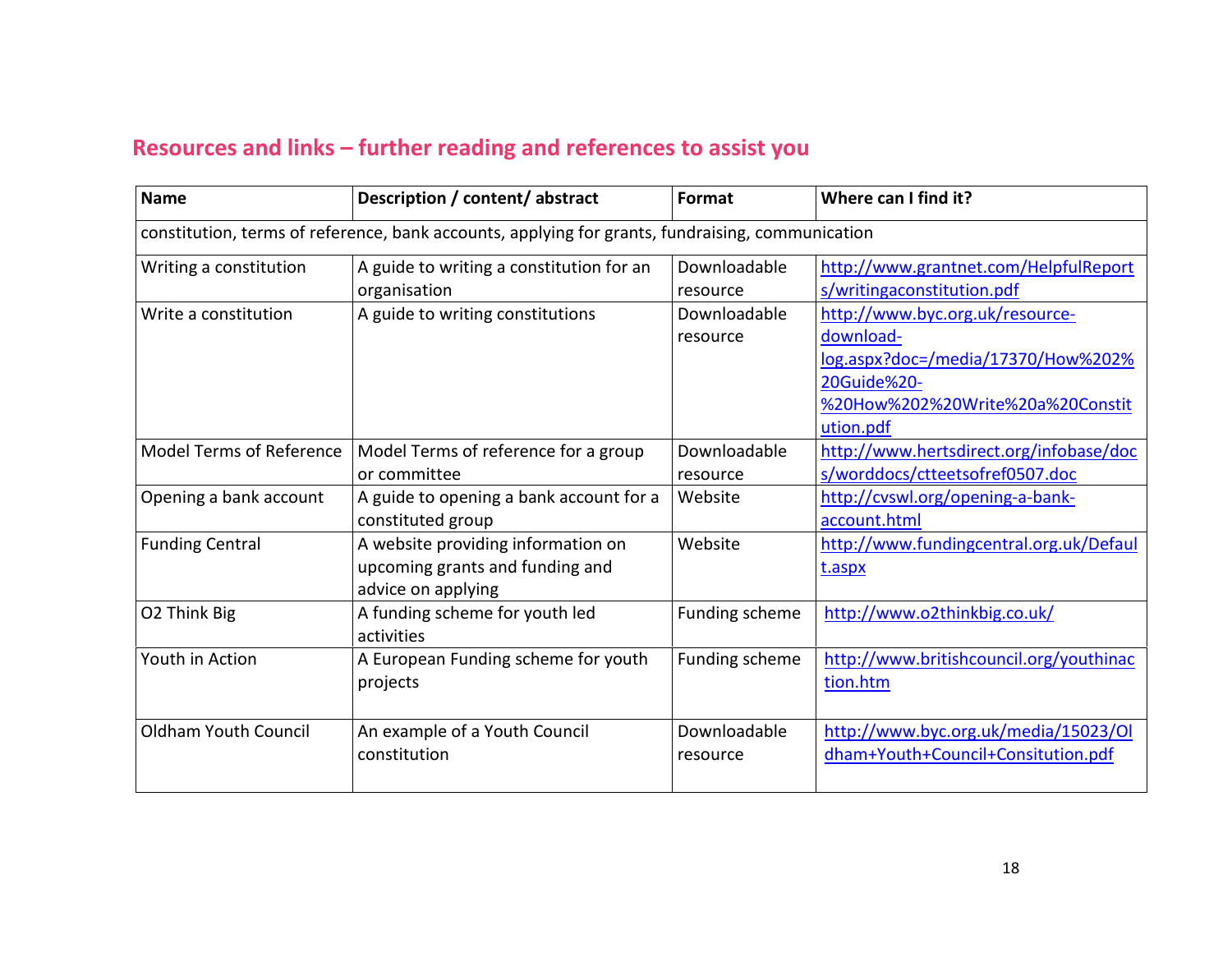## Resources and links – further reading and references to assist you

| Name | Description / content/ abstract | Format | Where can I find it? |
|---|---|---|---|
| constitution, terms of reference, bank accounts, applying for grants, fundraising, communication | | | |
| Writing a constitution | A guide to writing a constitution for an organisation | Downloadable resource | http://www.grantnet.com/HelpfulReports/writingaconstitution.pdf |
| Write a constitution | A guide to writing constitutions | Downloadable resource | http://www.byc.org.uk/resource-download-log.aspx?doc=/media/17370/How%202%20Guide%20-%20How%202%20Write%20a%20Constitution.pdf |
| Model Terms of Reference | Model Terms of reference for a group or committee | Downloadable resource | http://www.hertsdirect.org/infobase/docs/worddocs/ctteetsofref0507.doc |
| Opening a bank account | A guide to opening a bank account for a constituted group | Website | http://cvswl.org/opening-a-bank-account.html |
| Funding Central | A website providing information on upcoming grants and funding and advice on applying | Website | http://www.fundingcentral.org.uk/Default.aspx |
| O2 Think Big | A funding scheme for youth led activities | Funding scheme | http://www.o2thinkbig.co.uk/ |
| Youth in Action | A European Funding scheme for youth projects | Funding scheme | http://www.britishcouncil.org/youthinaction.htm |
| Oldham Youth Council | An example of a Youth Council constitution | Downloadable resource | http://www.byc.org.uk/media/15023/Oldham+Youth+Council+Consitution.pdf |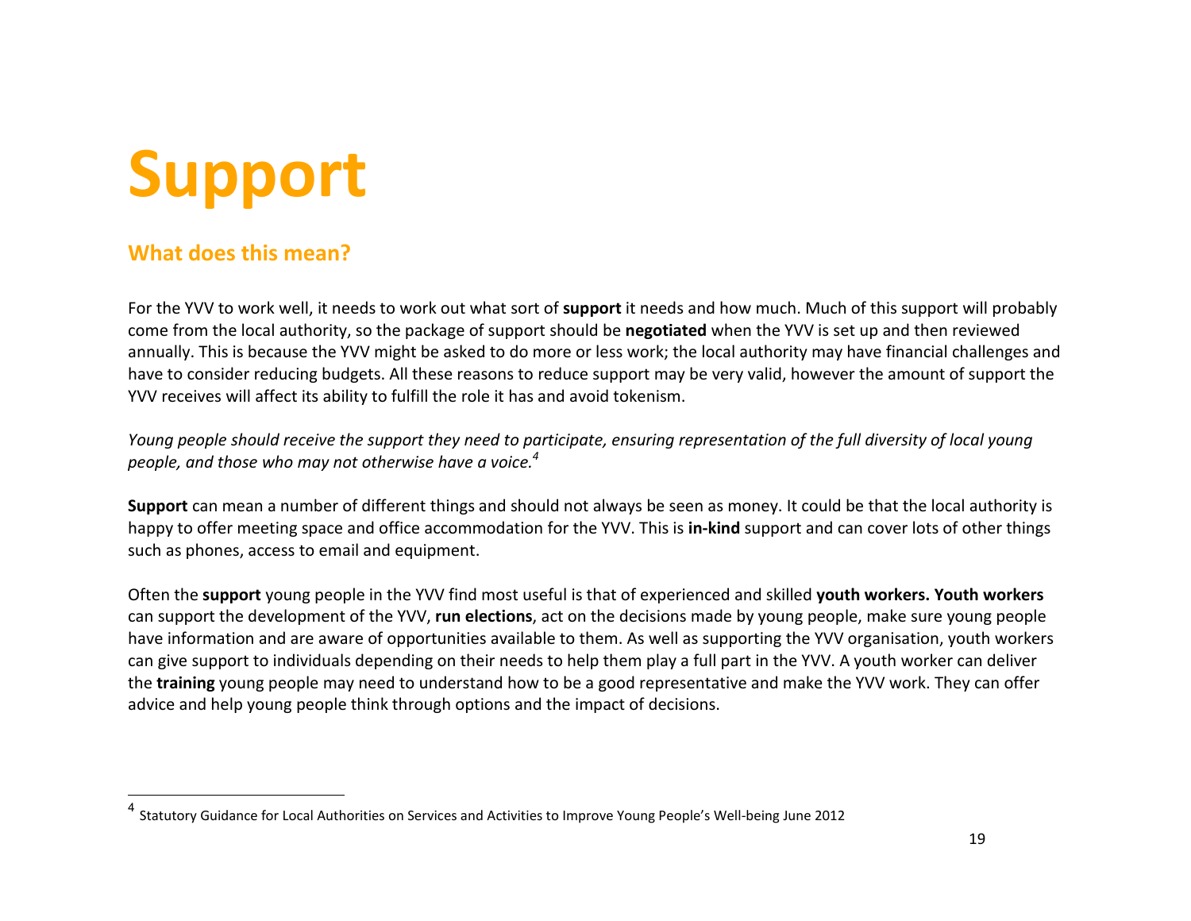# Support

## What does this mean?

For the YVV to work well, it needs to work out what sort of **support** it needs and how much. Much of this support will probably come from the local authority, so the package of support should be **negotiated** when the YVV is set up and then reviewed annually. This is because the YVV might be asked to do more or less work; the local authority may have financial challenges and have to consider reducing budgets. All these reasons to reduce support may be very valid, however the amount of support the YVV receives will affect its ability to fulfill the role it has and avoid tokenism.

*Young people should receive the support they need to participate, ensuring representation of the full diversity of local young people, and those who may not otherwise have a voice.*[4]

**Support** can mean a number of different things and should not always be seen as money. It could be that the local authority is happy to offer meeting space and office accommodation for the YVV. This is **in-kind** support and can cover lots of other things such as phones, access to email and equipment.

Often the **support** young people in the YVV find most useful is that of experienced and skilled **youth workers. Youth workers** can support the development of the YVV, **run elections**, act on the decisions made by young people, make sure young people have information and are aware of opportunities available to them. As well as supporting the YVV organisation, youth workers can give support to individuals depending on their needs to help them play a full part in the YVV. A youth worker can deliver the **training** young people may need to understand how to be a good representative and make the YVV work. They can offer advice and help young people think through options and the impact of decisions.

---

[4] Statutory Guidance for Local Authorities on Services and Activities to Improve Young People's Well-being June 2012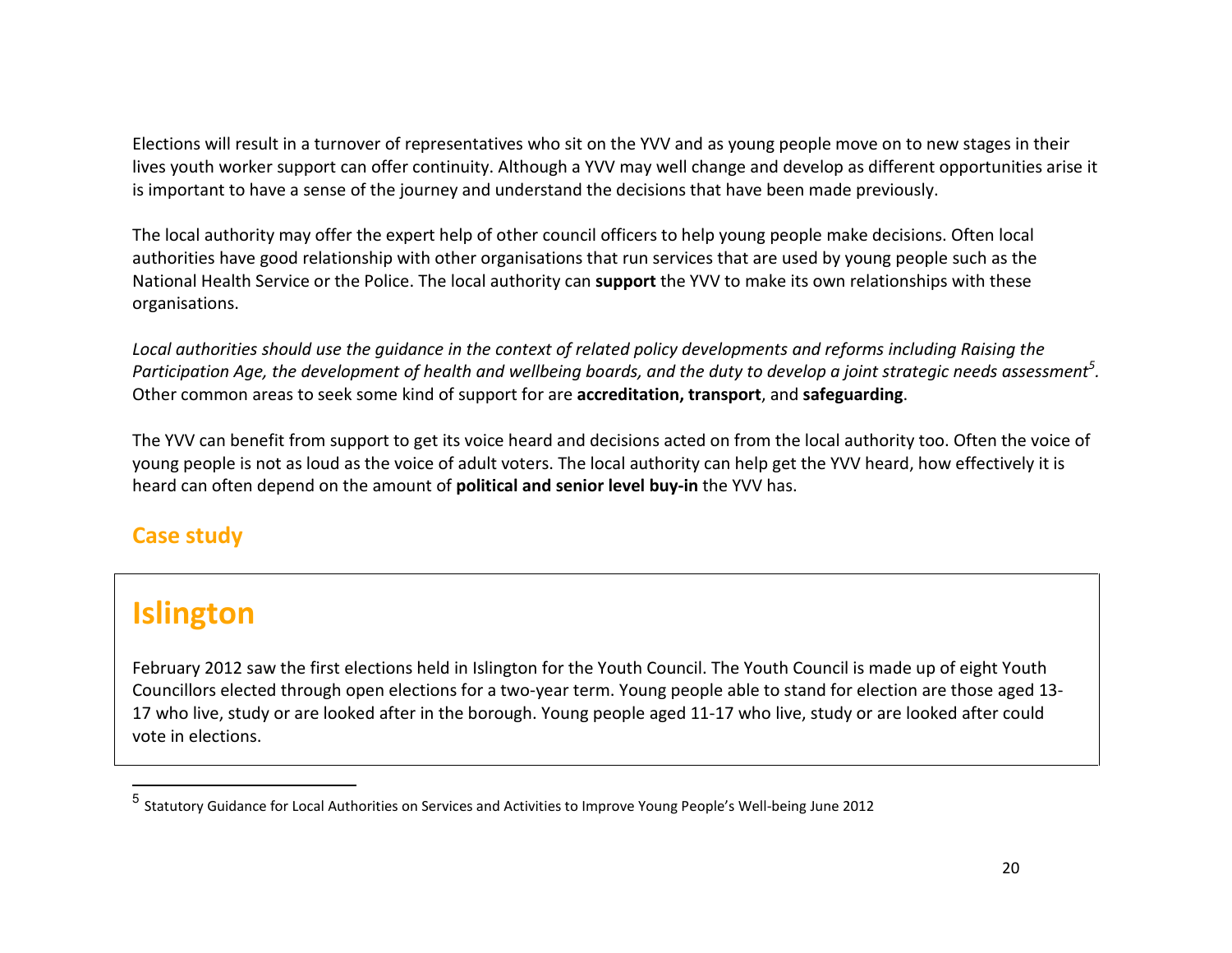Elections will result in a turnover of representatives who sit on the YVV and as young people move on to new stages in their lives youth worker support can offer continuity. Although a YVV may well change and develop as different opportunities arise it is important to have a sense of the journey and understand the decisions that have been made previously.

The local authority may offer the expert help of other council officers to help young people make decisions. Often local authorities have good relationship with other organisations that run services that are used by young people such as the National Health Service or the Police. The local authority can **support** the YVV to make its own relationships with these organisations.

*Local authorities should use the guidance in the context of related policy developments and reforms including Raising the Participation Age, the development of health and wellbeing boards, and the duty to develop a joint strategic needs assessment*[5]*.* Other common areas to seek some kind of support for are **accreditation, transport**, and **safeguarding**.

The YVV can benefit from support to get its voice heard and decisions acted on from the local authority too. Often the voice of young people is not as loud as the voice of adult voters. The local authority can help get the YVV heard, how effectively it is heard can often depend on the amount of **political and senior level buy-in** the YVV has.

## Case study

# Islington

February 2012 saw the first elections held in Islington for the Youth Council. The Youth Council is made up of eight Youth Councillors elected through open elections for a two-year term. Young people able to stand for election are those aged 13-17 who live, study or are looked after in the borough. Young people aged 11-17 who live, study or are looked after could vote in elections.

---

[5] Statutory Guidance for Local Authorities on Services and Activities to Improve Young People's Well-being June 2012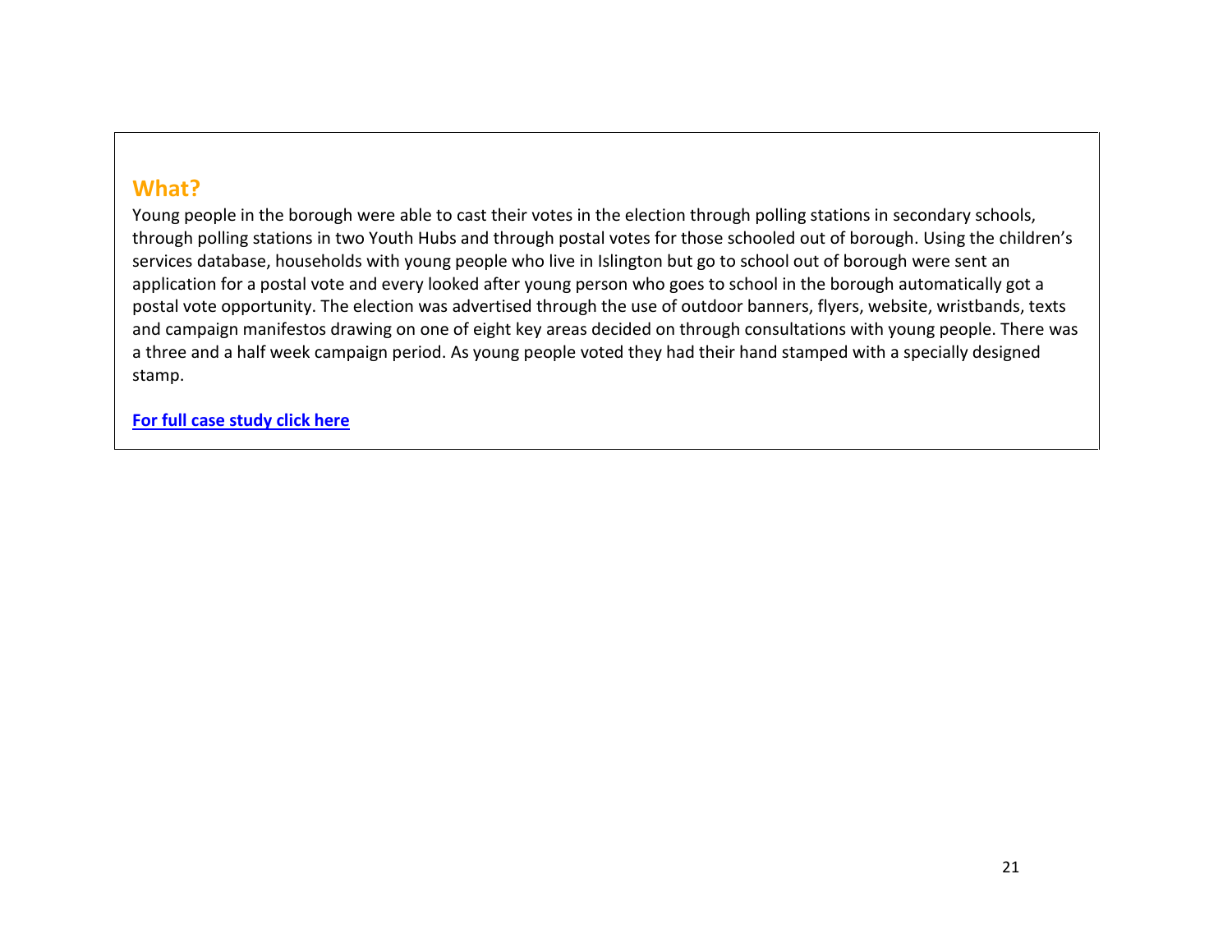## What?

Young people in the borough were able to cast their votes in the election through polling stations in secondary schools, through polling stations in two Youth Hubs and through postal votes for those schooled out of borough. Using the children's services database, households with young people who live in Islington but go to school out of borough were sent an application for a postal vote and every looked after young person who goes to school in the borough automatically got a postal vote opportunity. The election was advertised through the use of outdoor banners, flyers, website, wristbands, texts and campaign manifestos drawing on one of eight key areas decided on through consultations with young people. There was a three and a half week campaign period. As young people voted they had their hand stamped with a specially designed stamp.

**For full case study click here**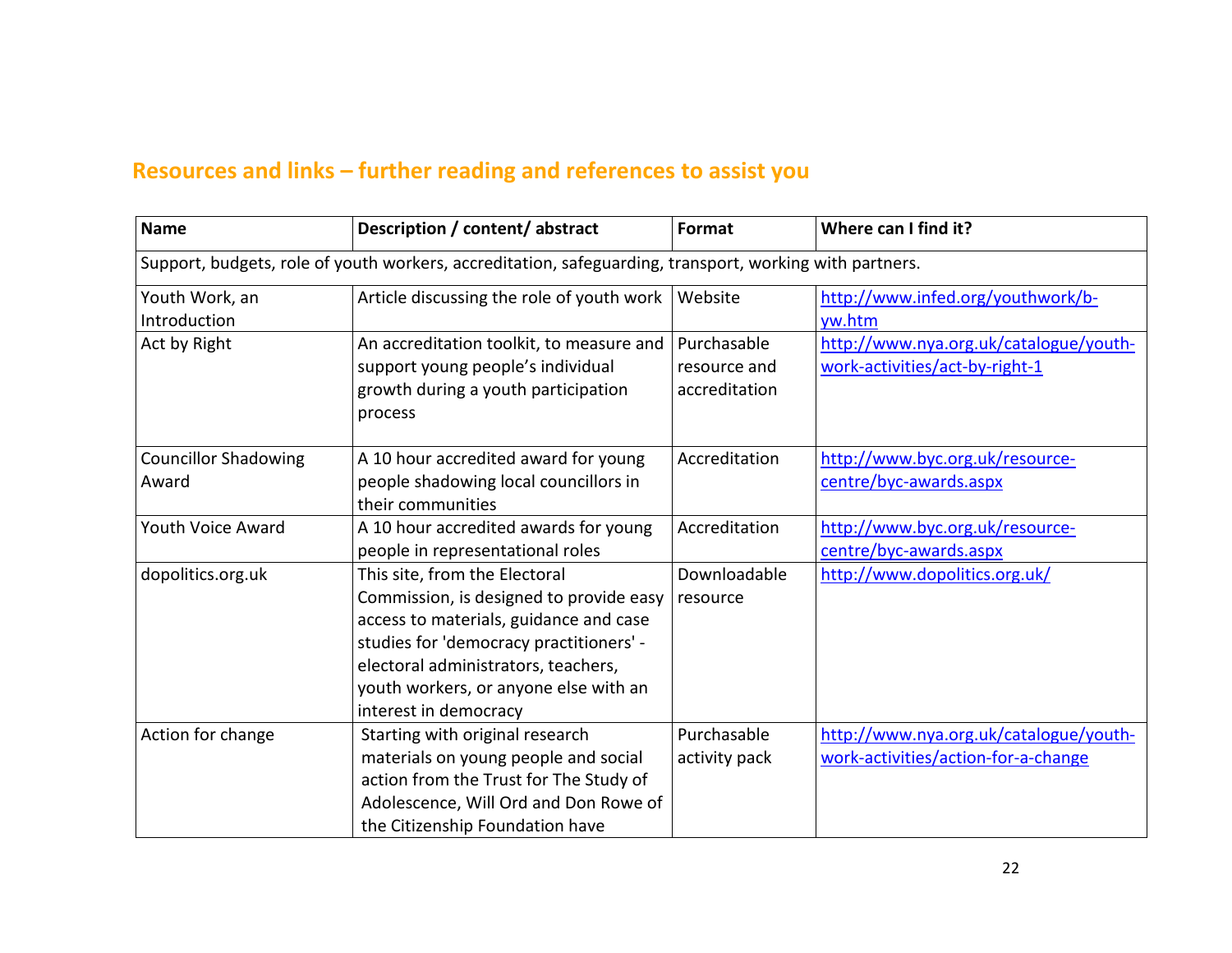## Resources and links – further reading and references to assist you

| Name | Description / content/ abstract | Format | Where can I find it? |
|---|---|---|---|
| Support, budgets, role of youth workers, accreditation, safeguarding, transport, working with partners. | | | |
| Youth Work, an Introduction | Article discussing the role of youth work | Website | http://www.infed.org/youthwork/b-yw.htm |
| Act by Right | An accreditation toolkit, to measure and support young people's individual growth during a youth participation process | Purchasable resource and accreditation | http://www.nya.org.uk/catalogue/youth-work-activities/act-by-right-1 |
| Councillor Shadowing Award | A 10 hour accredited award for young people shadowing local councillors in their communities | Accreditation | http://www.byc.org.uk/resource-centre/byc-awards.aspx |
| Youth Voice Award | A 10 hour accredited awards for young people in representational roles | Accreditation | http://www.byc.org.uk/resource-centre/byc-awards.aspx |
| dopolitics.org.uk | This site, from the Electoral Commission, is designed to provide easy access to materials, guidance and case studies for 'democracy practitioners' - electoral administrators, teachers, youth workers, or anyone else with an interest in democracy | Downloadable resource | http://www.dopolitics.org.uk/ |
| Action for change | Starting with original research materials on young people and social action from the Trust for The Study of Adolescence, Will Ord and Don Rowe of the Citizenship Foundation have | Purchasable activity pack | http://www.nya.org.uk/catalogue/youth-work-activities/action-for-a-change |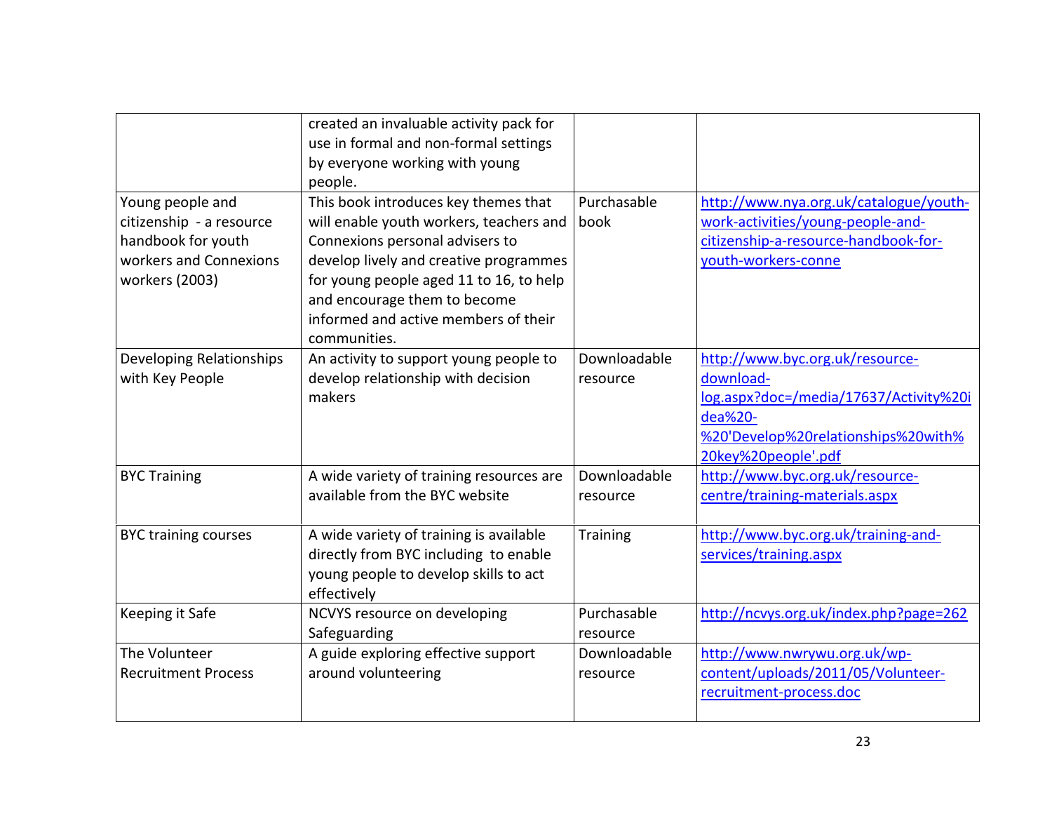| | | | |
|---|---|---|---|
| | created an invaluable activity pack for use in formal and non-formal settings by everyone working with young people. | | |
| Young people and citizenship - a resource handbook for youth workers and Connexions workers (2003) | This book introduces key themes that will enable youth workers, teachers and Connexions personal advisers to develop lively and creative programmes for young people aged 11 to 16, to help and encourage them to become informed and active members of their communities. | Purchasable book | http://www.nya.org.uk/catalogue/youth-work-activities/young-people-and-citizenship-a-resource-handbook-for-youth-workers-conne |
| Developing Relationships with Key People | An activity to support young people to develop relationship with decision makers | Downloadable resource | http://www.byc.org.uk/resource-download-log.aspx?doc=/media/17637/Activity%20idea%20-%20'Develop%20relationships%20with%20key%20people'.pdf |
| BYC Training | A wide variety of training resources are available from the BYC website | Downloadable resource | http://www.byc.org.uk/resource-centre/training-materials.aspx |
| BYC training courses | A wide variety of training is available directly from BYC including to enable young people to develop skills to act effectively | Training | http://www.byc.org.uk/training-and-services/training.aspx |
| Keeping it Safe | NCVYS resource on developing Safeguarding | Purchasable resource | http://ncvys.org.uk/index.php?page=262 |
| The Volunteer Recruitment Process | A guide exploring effective support around volunteering | Downloadable resource | http://www.nwrywu.org.uk/wp-content/uploads/2011/05/Volunteer-recruitment-process.doc |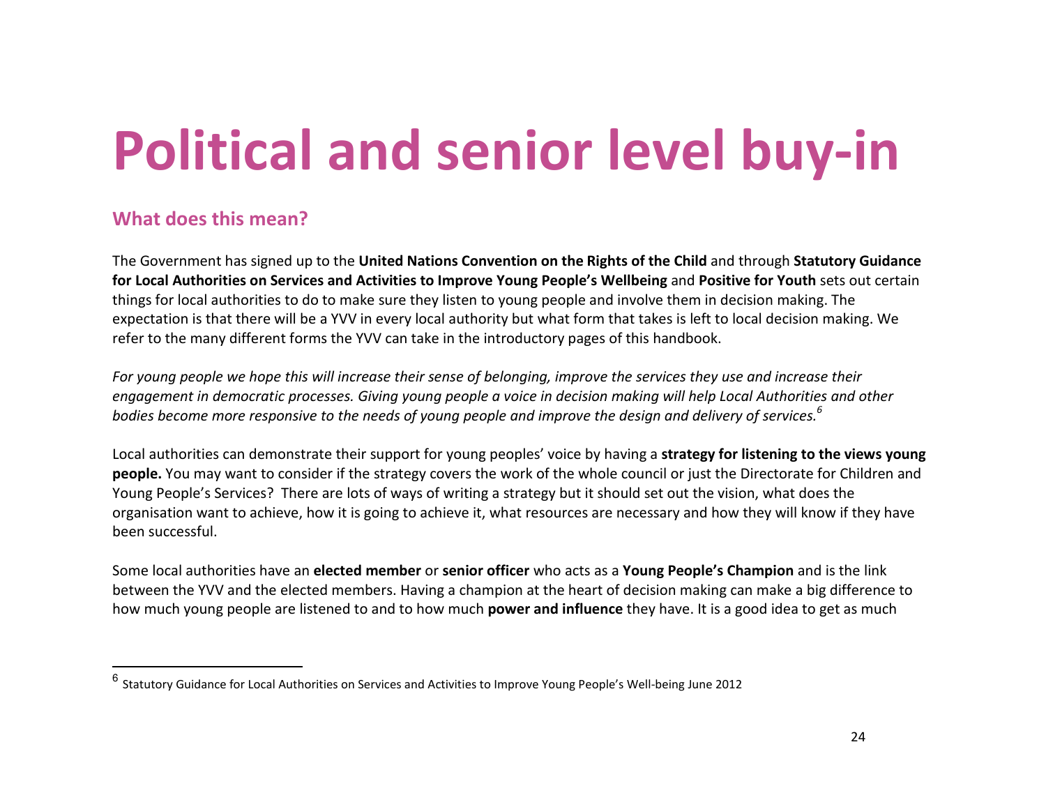# Political and senior level buy-in

## What does this mean?

The Government has signed up to the **United Nations Convention on the Rights of the Child** and through **Statutory Guidance for Local Authorities on Services and Activities to Improve Young People's Wellbeing** and **Positive for Youth** sets out certain things for local authorities to do to make sure they listen to young people and involve them in decision making. The expectation is that there will be a YVV in every local authority but what form that takes is left to local decision making. We refer to the many different forms the YVV can take in the introductory pages of this handbook.

*For young people we hope this will increase their sense of belonging, improve the services they use and increase their engagement in democratic processes. Giving young people a voice in decision making will help Local Authorities and other bodies become more responsive to the needs of young people and improve the design and delivery of services.*[6]

Local authorities can demonstrate their support for young peoples' voice by having a **strategy for listening to the views young people.** You may want to consider if the strategy covers the work of the whole council or just the Directorate for Children and Young People's Services? There are lots of ways of writing a strategy but it should set out the vision, what does the organisation want to achieve, how it is going to achieve it, what resources are necessary and how they will know if they have been successful.

Some local authorities have an **elected member** or **senior officer** who acts as a **Young People's Champion** and is the link between the YVV and the elected members. Having a champion at the heart of decision making can make a big difference to how much young people are listened to and to how much **power and influence** they have. It is a good idea to get as much

[6] Statutory Guidance for Local Authorities on Services and Activities to Improve Young People's Well-being June 2012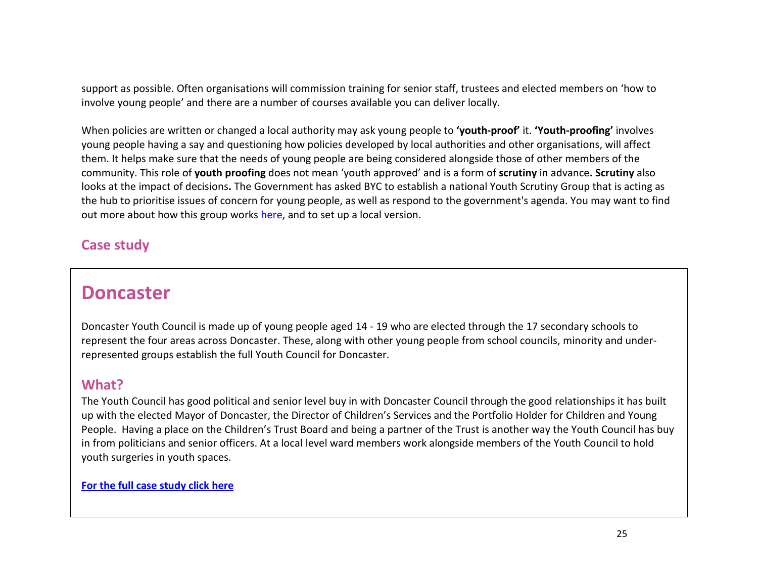support as possible. Often organisations will commission training for senior staff, trustees and elected members on 'how to involve young people' and there are a number of courses available you can deliver locally.

When policies are written or changed a local authority may ask young people to **'youth-proof'** it. **'Youth-proofing'** involves young people having a say and questioning how policies developed by local authorities and other organisations, will affect them. It helps make sure that the needs of young people are being considered alongside those of other members of the community. This role of **youth proofing** does not mean 'youth approved' and is a form of **scrutiny** in advance**. Scrutiny** also looks at the impact of decisions**.** The Government has asked BYC to establish a national Youth Scrutiny Group that is acting as the hub to prioritise issues of concern for young people, as well as respond to the government's agenda. You may want to find out more about how this group works [here](), and to set up a local version.

## Case study

# Doncaster

Doncaster Youth Council is made up of young people aged 14 - 19 who are elected through the 17 secondary schools to represent the four areas across Doncaster. These, along with other young people from school councils, minority and under-represented groups establish the full Youth Council for Doncaster.

## What?

The Youth Council has good political and senior level buy in with Doncaster Council through the good relationships it has built up with the elected Mayor of Doncaster, the Director of Children's Services and the Portfolio Holder for Children and Young People. Having a place on the Children's Trust Board and being a partner of the Trust is another way the Youth Council has buy in from politicians and senior officers. At a local level ward members work alongside members of the Youth Council to hold youth surgeries in youth spaces.

**[For the full case study click here]()**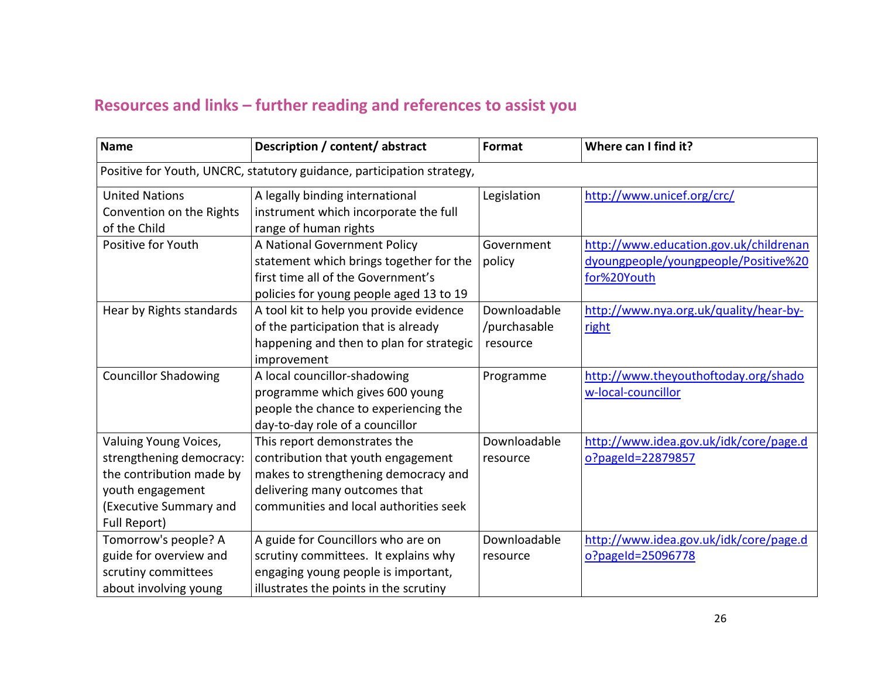## Resources and links – further reading and references to assist you

| Name | Description / content/ abstract | Format | Where can I find it? |
|---|---|---|---|
| Positive for Youth, UNCRC, statutory guidance, participation strategy, | | | |
| United Nations Convention on the Rights of the Child | A legally binding international instrument which incorporate the full range of human rights | Legislation | http://www.unicef.org/crc/ |
| Positive for Youth | A National Government Policy statement which brings together for the first time all of the Government's policies for young people aged 13 to 19 | Government policy | http://www.education.gov.uk/childrenandyoungpeople/youngpeople/Positive%20for%20Youth |
| Hear by Rights standards | A tool kit to help you provide evidence of the participation that is already happening and then to plan for strategic improvement | Downloadable /purchasable resource | http://www.nya.org.uk/quality/hear-by-right |
| Councillor Shadowing | A local councillor-shadowing programme which gives 600 young people the chance to experiencing the day-to-day role of a councillor | Programme | http://www.theyouthoftoday.org/shadow-local-councillor |
| Valuing Young Voices, strengthening democracy: the contribution made by youth engagement (Executive Summary and Full Report) | This report demonstrates the contribution that youth engagement makes to strengthening democracy and delivering many outcomes that communities and local authorities seek | Downloadable resource | http://www.idea.gov.uk/idk/core/page.do?pageId=22879857 |
| Tomorrow's people? A guide for overview and scrutiny committees about involving young | A guide for Councillors who are on scrutiny committees. It explains why engaging young people is important, illustrates the points in the scrutiny | Downloadable resource | http://www.idea.gov.uk/idk/core/page.do?pageId=25096778 |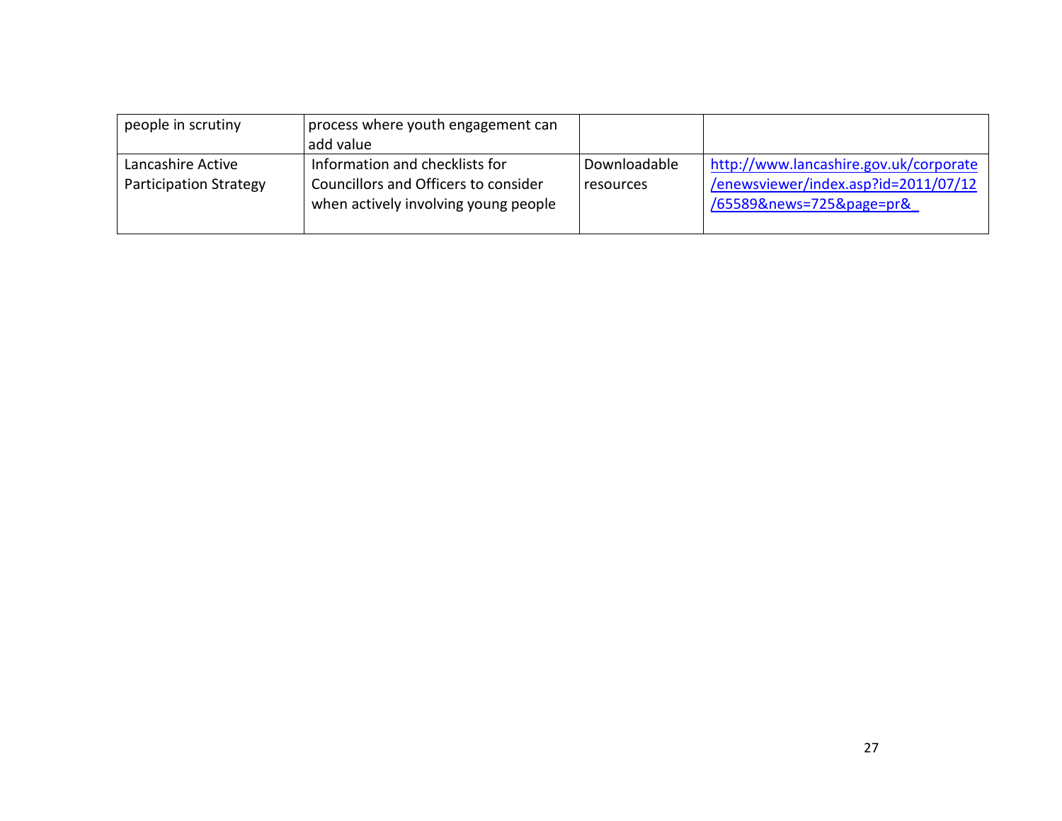| | | | |
|---|---|---|---|
| people in scrutiny | process where youth engagement can add value | | |
| Lancashire Active Participation Strategy | Information and checklists for Councillors and Officers to consider when actively involving young people | Downloadable resources | http://www.lancashire.gov.uk/corporate/enewsviewer/index.asp?id=2011/07/12/65589&news=725&page=pr& |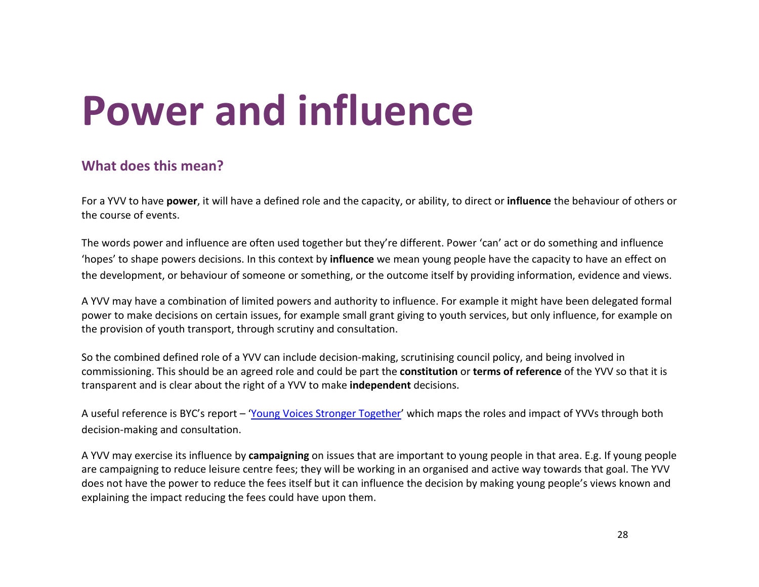# Power and influence

## What does this mean?

For a YVV to have **power**, it will have a defined role and the capacity, or ability, to direct or **influence** the behaviour of others or the course of events.

The words power and influence are often used together but they're different. Power 'can' act or do something and influence 'hopes' to shape powers decisions. In this context by **influence** we mean young people have the capacity to have an effect on the development, or behaviour of someone or something, or the outcome itself by providing information, evidence and views.

A YVV may have a combination of limited powers and authority to influence. For example it might have been delegated formal power to make decisions on certain issues, for example small grant giving to youth services, but only influence, for example on the provision of youth transport, through scrutiny and consultation.

So the combined defined role of a YVV can include decision-making, scrutinising council policy, and being involved in commissioning. This should be an agreed role and could be part the **constitution** or **terms of reference** of the YVV so that it is transparent and is clear about the right of a YVV to make **independent** decisions.

A useful reference is BYC's report – 'Young Voices Stronger Together' which maps the roles and impact of YVVs through both decision-making and consultation.

A YVV may exercise its influence by **campaigning** on issues that are important to young people in that area. E.g. If young people are campaigning to reduce leisure centre fees; they will be working in an organised and active way towards that goal. The YVV does not have the power to reduce the fees itself but it can influence the decision by making young people's views known and explaining the impact reducing the fees could have upon them.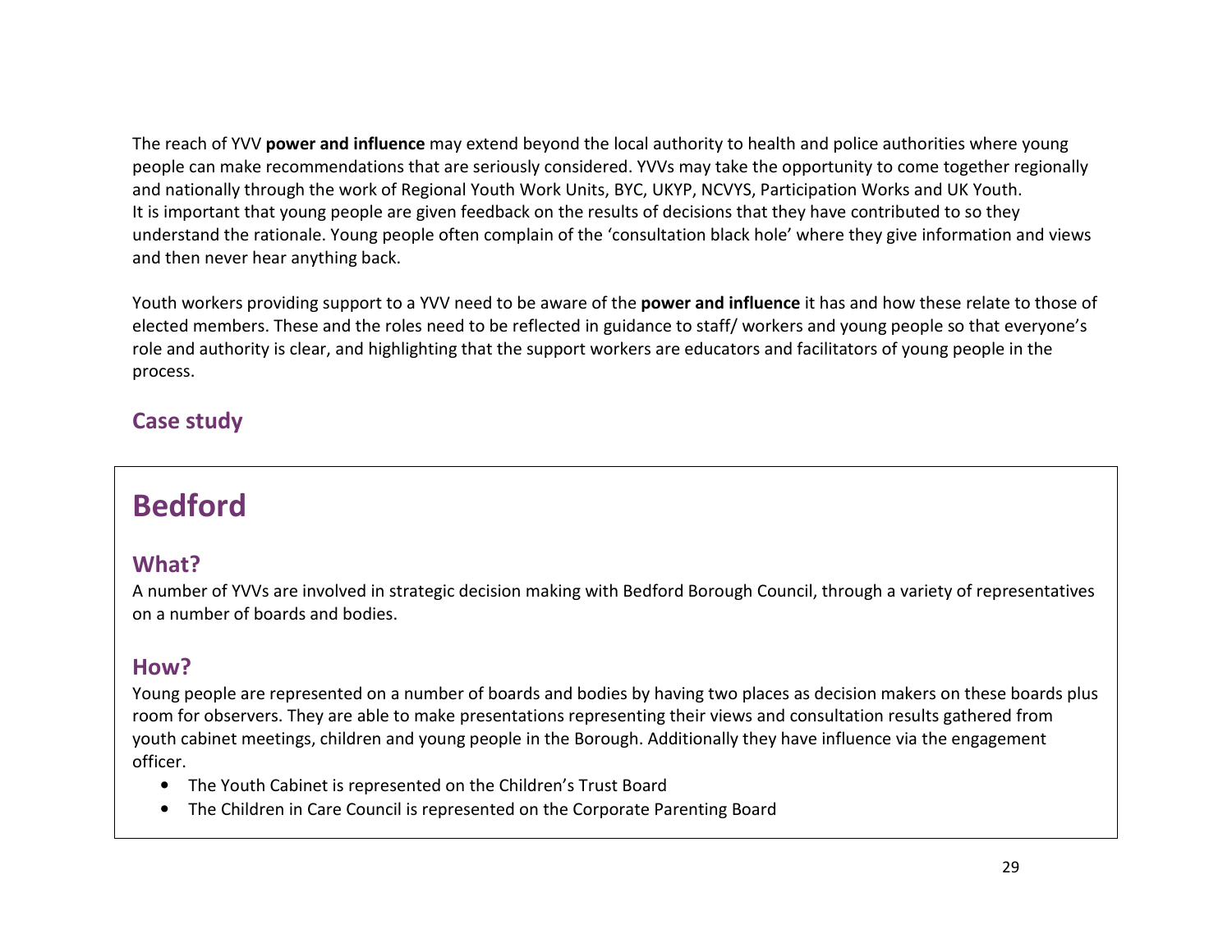The reach of YVV **power and influence** may extend beyond the local authority to health and police authorities where young people can make recommendations that are seriously considered. YVVs may take the opportunity to come together regionally and nationally through the work of Regional Youth Work Units, BYC, UKYP, NCVYS, Participation Works and UK Youth. It is important that young people are given feedback on the results of decisions that they have contributed to so they understand the rationale. Young people often complain of the 'consultation black hole' where they give information and views and then never hear anything back.

Youth workers providing support to a YVV need to be aware of the **power and influence** it has and how these relate to those of elected members. These and the roles need to be reflected in guidance to staff/ workers and young people so that everyone's role and authority is clear, and highlighting that the support workers are educators and facilitators of young people in the process.

## Case study

# Bedford

## What?

A number of YVVs are involved in strategic decision making with Bedford Borough Council, through a variety of representatives on a number of boards and bodies.

## How?

Young people are represented on a number of boards and bodies by having two places as decision makers on these boards plus room for observers. They are able to make presentations representing their views and consultation results gathered from youth cabinet meetings, children and young people in the Borough. Additionally they have influence via the engagement officer.

- The Youth Cabinet is represented on the Children's Trust Board
- The Children in Care Council is represented on the Corporate Parenting Board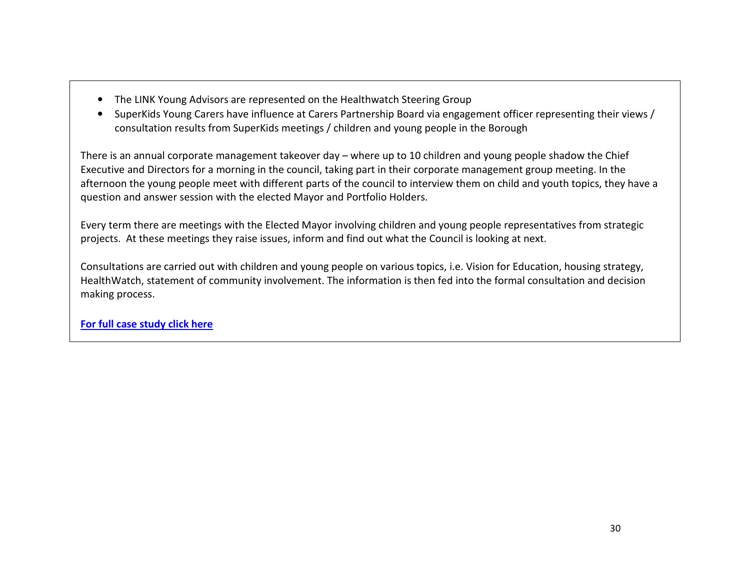- The LINK Young Advisors are represented on the Healthwatch Steering Group
- SuperKids Young Carers have influence at Carers Partnership Board via engagement officer representing their views / consultation results from SuperKids meetings / children and young people in the Borough

There is an annual corporate management takeover day – where up to 10 children and young people shadow the Chief Executive and Directors for a morning in the council, taking part in their corporate management group meeting. In the afternoon the young people meet with different parts of the council to interview them on child and youth topics, they have a question and answer session with the elected Mayor and Portfolio Holders.

Every term there are meetings with the Elected Mayor involving children and young people representatives from strategic projects. At these meetings they raise issues, inform and find out what the Council is looking at next.

Consultations are carried out with children and young people on various topics, i.e. Vision for Education, housing strategy, HealthWatch, statement of community involvement. The information is then fed into the formal consultation and decision making process.

**For full case study click here**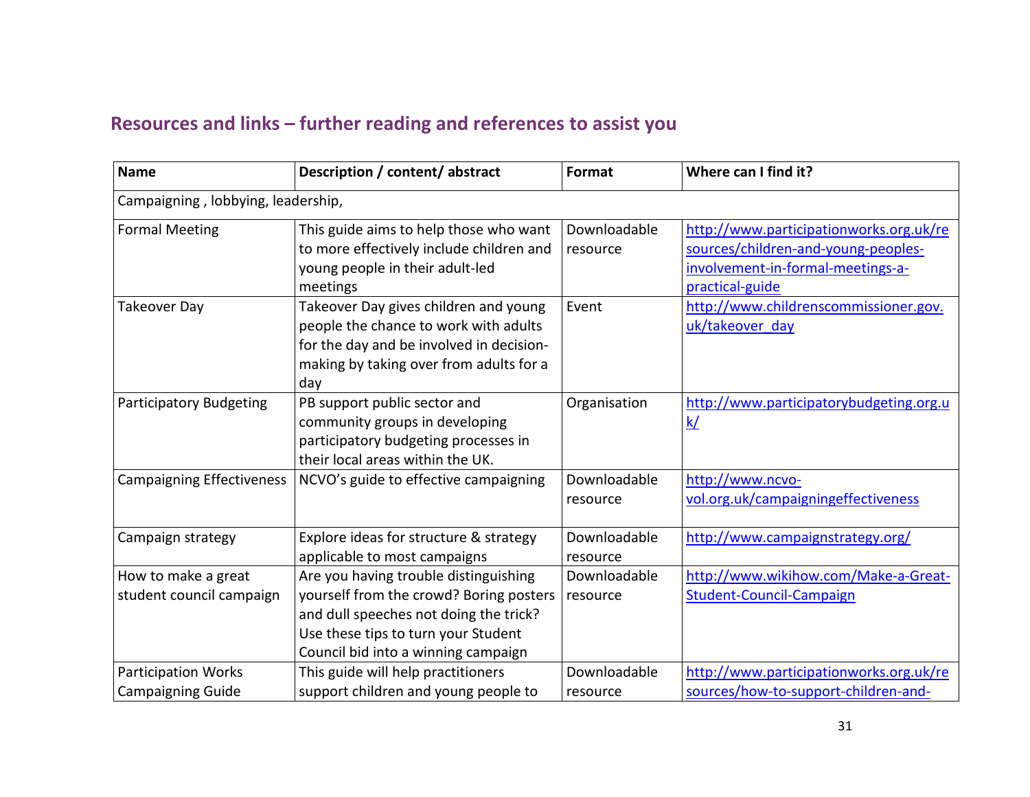## Resources and links – further reading and references to assist you

| Name | Description / content/ abstract | Format | Where can I find it? |
|---|---|---|---|
| Campaigning , lobbying, leadership, | | | |
| Formal Meeting | This guide aims to help those who want to more effectively include children and young people in their adult-led meetings | Downloadable resource | http://www.participationworks.org.uk/resources/children-and-young-peoples-involvement-in-formal-meetings-a-practical-guide |
| Takeover Day | Takeover Day gives children and young people the chance to work with adults for the day and be involved in decision-making by taking over from adults for a day | Event | http://www.childrenscommissioner.gov.uk/takeover_day |
| Participatory Budgeting | PB support public sector and community groups in developing participatory budgeting processes in their local areas within the UK. | Organisation | http://www.participatorybudgeting.org.uk/ |
| Campaigning Effectiveness | NCVO's guide to effective campaigning | Downloadable resource | http://www.ncvo-vol.org.uk/campaigningeffectiveness |
| Campaign strategy | Explore ideas for structure & strategy applicable to most campaigns | Downloadable resource | http://www.campaignstrategy.org/ |
| How to make a great student council campaign | Are you having trouble distinguishing yourself from the crowd? Boring posters and dull speeches not doing the trick? Use these tips to turn your Student Council bid into a winning campaign | Downloadable resource | http://www.wikihow.com/Make-a-Great-Student-Council-Campaign |
| Participation Works Campaigning Guide | This guide will help practitioners support children and young people to | Downloadable resource | http://www.participationworks.org.uk/resources/how-to-support-children-and- |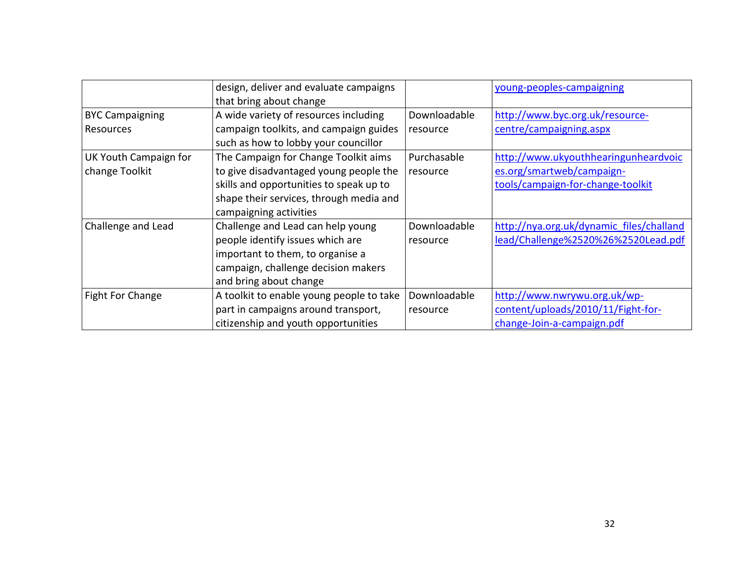| | | | |
|---|---|---|---|
| | design, deliver and evaluate campaigns that bring about change | | young-peoples-campaigning |
| BYC Campaigning Resources | A wide variety of resources including campaign toolkits, and campaign guides such as how to lobby your councillor | Downloadable resource | http://www.byc.org.uk/resource-centre/campaigning.aspx |
| UK Youth Campaign for change Toolkit | The Campaign for Change Toolkit aims to give disadvantaged young people the skills and opportunities to speak up to shape their services, through media and campaigning activities | Purchasable resource | http://www.ukyouthhearingunheardvoices.org/smartweb/campaign-tools/campaign-for-change-toolkit |
| Challenge and Lead | Challenge and Lead can help young people identify issues which are important to them, to organise a campaign, challenge decision makers and bring about change | Downloadable resource | http://nya.org.uk/dynamic_files/challandlead/Challenge%2520%26%2520Lead.pdf |
| Fight For Change | A toolkit to enable young people to take part in campaigns around transport, citizenship and youth opportunities | Downloadable resource | http://www.nwrywu.org.uk/wp-content/uploads/2010/11/Fight-for-change-Join-a-campaign.pdf |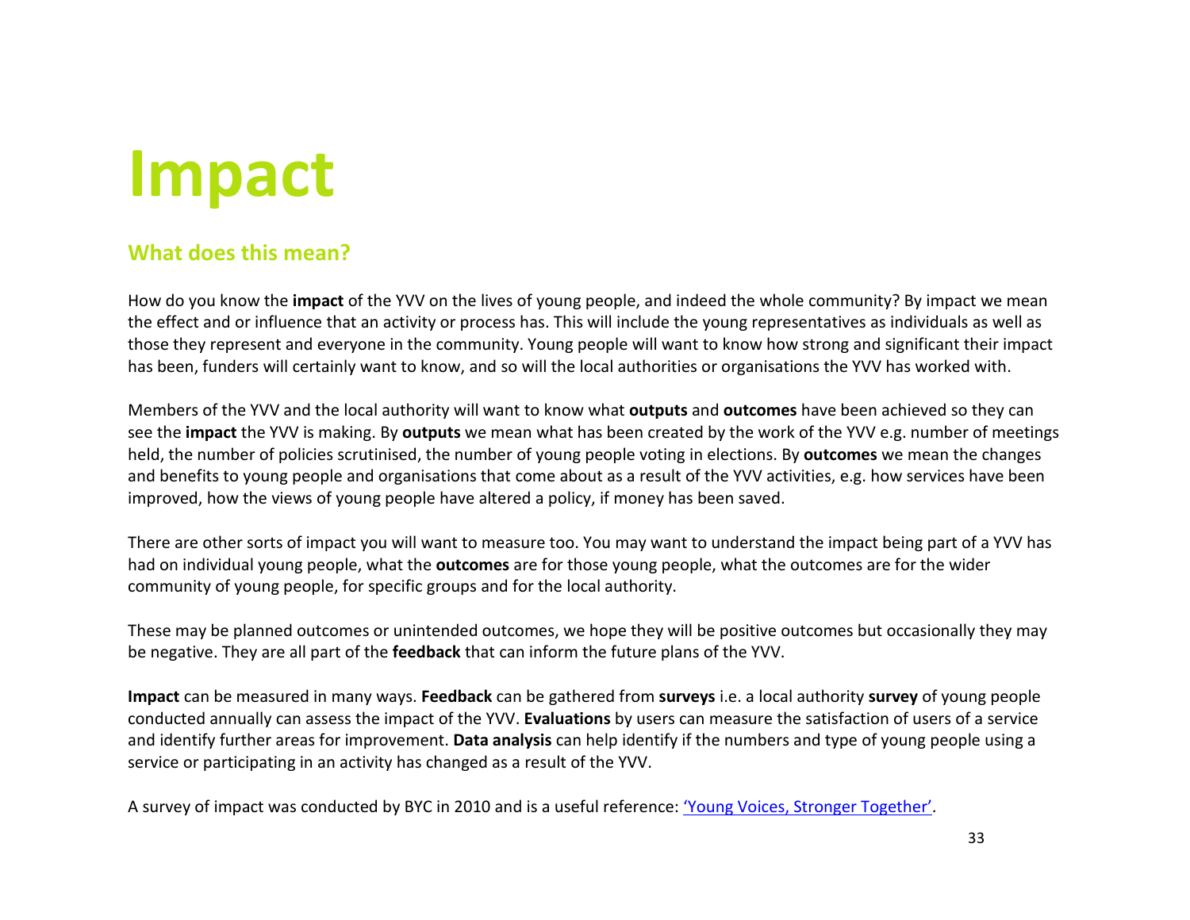# Impact

## What does this mean?

How do you know the **impact** of the YVV on the lives of young people, and indeed the whole community? By impact we mean the effect and or influence that an activity or process has. This will include the young representatives as individuals as well as those they represent and everyone in the community. Young people will want to know how strong and significant their impact has been, funders will certainly want to know, and so will the local authorities or organisations the YVV has worked with.

Members of the YVV and the local authority will want to know what **outputs** and **outcomes** have been achieved so they can see the **impact** the YVV is making. By **outputs** we mean what has been created by the work of the YVV e.g. number of meetings held, the number of policies scrutinised, the number of young people voting in elections. By **outcomes** we mean the changes and benefits to young people and organisations that come about as a result of the YVV activities, e.g. how services have been improved, how the views of young people have altered a policy, if money has been saved.

There are other sorts of impact you will want to measure too. You may want to understand the impact being part of a YVV has had on individual young people, what the **outcomes** are for those young people, what the outcomes are for the wider community of young people, for specific groups and for the local authority.

These may be planned outcomes or unintended outcomes, we hope they will be positive outcomes but occasionally they may be negative. They are all part of the **feedback** that can inform the future plans of the YVV.

**Impact** can be measured in many ways. **Feedback** can be gathered from **surveys** i.e. a local authority **survey** of young people conducted annually can assess the impact of the YVV. **Evaluations** by users can measure the satisfaction of users of a service and identify further areas for improvement. **Data analysis** can help identify if the numbers and type of young people using a service or participating in an activity has changed as a result of the YVV.

A survey of impact was conducted by BYC in 2010 and is a useful reference: 'Young Voices, Stronger Together'.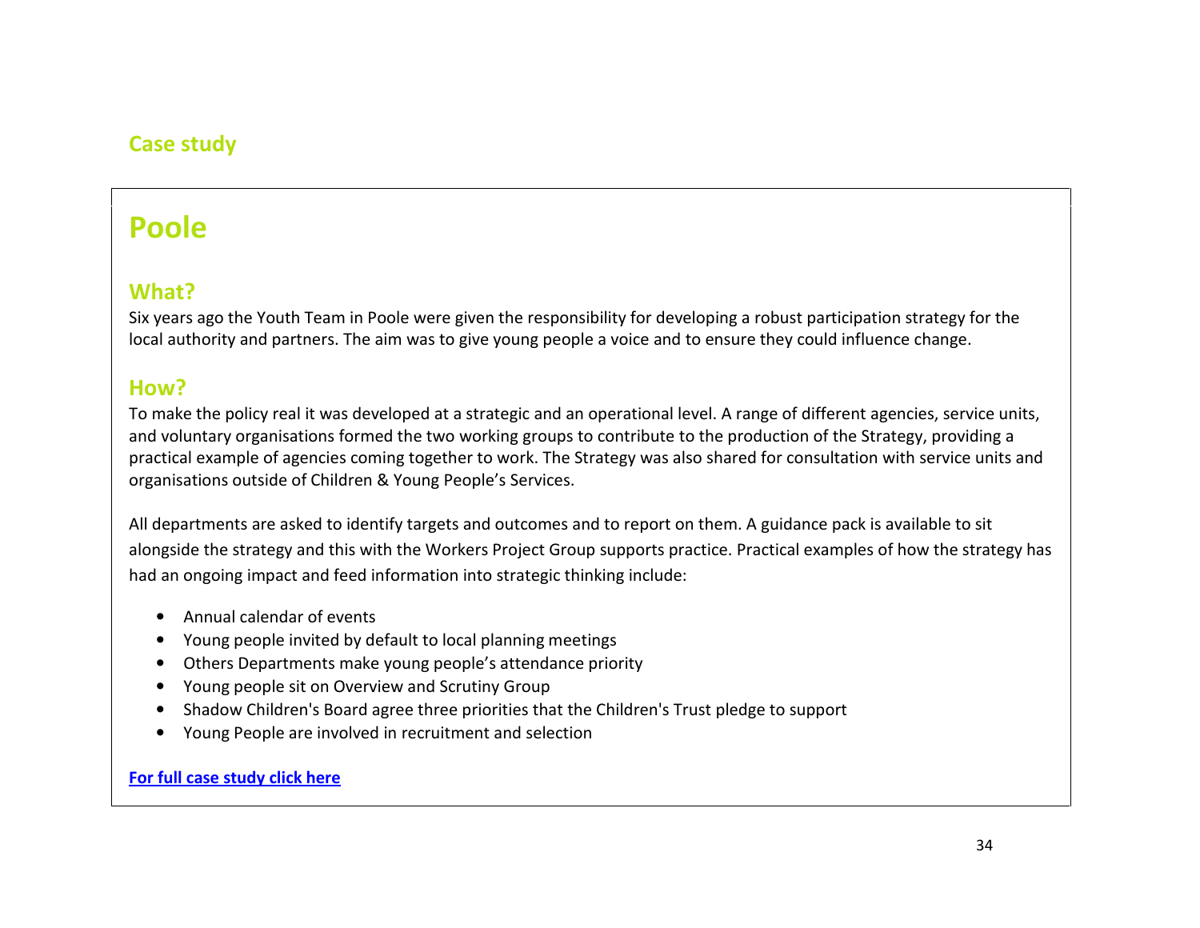## Case study

# Poole

## What?

Six years ago the Youth Team in Poole were given the responsibility for developing a robust participation strategy for the local authority and partners. The aim was to give young people a voice and to ensure they could influence change.

## How?

To make the policy real it was developed at a strategic and an operational level. A range of different agencies, service units, and voluntary organisations formed the two working groups to contribute to the production of the Strategy, providing a practical example of agencies coming together to work. The Strategy was also shared for consultation with service units and organisations outside of Children & Young People's Services.

All departments are asked to identify targets and outcomes and to report on them. A guidance pack is available to sit alongside the strategy and this with the Workers Project Group supports practice. Practical examples of how the strategy has had an ongoing impact and feed information into strategic thinking include:

- Annual calendar of events
- Young people invited by default to local planning meetings
- Others Departments make young people's attendance priority
- Young people sit on Overview and Scrutiny Group
- Shadow Children's Board agree three priorities that the Children's Trust pledge to support
- Young People are involved in recruitment and selection

**For full case study click here**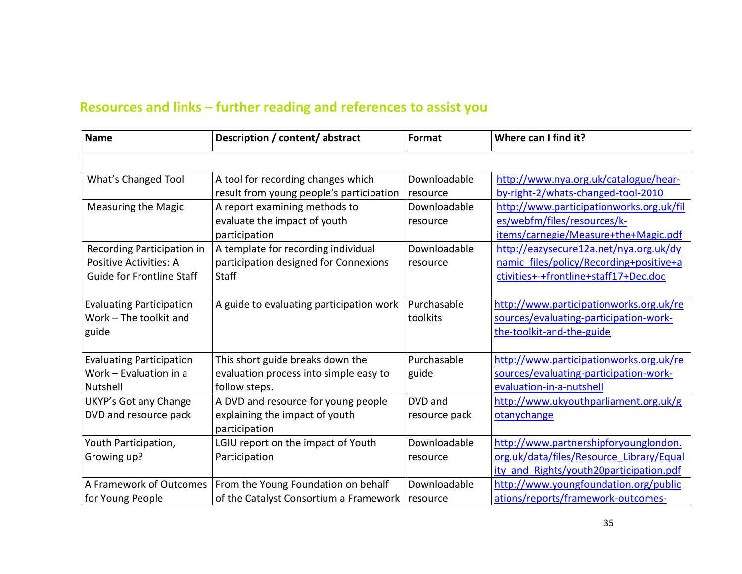## Resources and links – further reading and references to assist you

| Name | Description / content/ abstract | Format | Where can I find it? |
|---|---|---|---|
| | | | |
| What's Changed Tool | A tool for recording changes which result from young people's participation | Downloadable resource | http://www.nya.org.uk/catalogue/hear-by-right-2/whats-changed-tool-2010 |
| Measuring the Magic | A report examining methods to evaluate the impact of youth participation | Downloadable resource | http://www.participationworks.org.uk/files/webfm/files/resources/k-items/carnegie/Measure+the+Magic.pdf |
| Recording Participation in Positive Activities: A Guide for Frontline Staff | A template for recording individual participation designed for Connexions Staff | Downloadable resource | http://eazysecure12a.net/nya.org.uk/dynamic_files/policy/Recording+positive+activities+-+frontline+staff17+Dec.doc |
| Evaluating Participation Work – The toolkit and guide | A guide to evaluating participation work | Purchasable toolkits | http://www.participationworks.org.uk/resources/evaluating-participation-work-the-toolkit-and-the-guide |
| Evaluating Participation Work – Evaluation in a Nutshell | This short guide breaks down the evaluation process into simple easy to follow steps. | Purchasable guide | http://www.participationworks.org.uk/resources/evaluating-participation-work-evaluation-in-a-nutshell |
| UKYP's Got any Change DVD and resource pack | A DVD and resource for young people explaining the impact of youth participation | DVD and resource pack | http://www.ukyouthparliament.org.uk/gotanychange |
| Youth Participation, Growing up? | LGIU report on the impact of Youth Participation | Downloadable resource | http://www.partnershipforyounglondon.org.uk/data/files/Resource_Library/Equality_and_Rights/youth20participation.pdf |
| A Framework of Outcomes for Young People | From the Young Foundation on behalf of the Catalyst Consortium a Framework | Downloadable resource | http://www.youngfoundation.org/publications/reports/framework-outcomes- |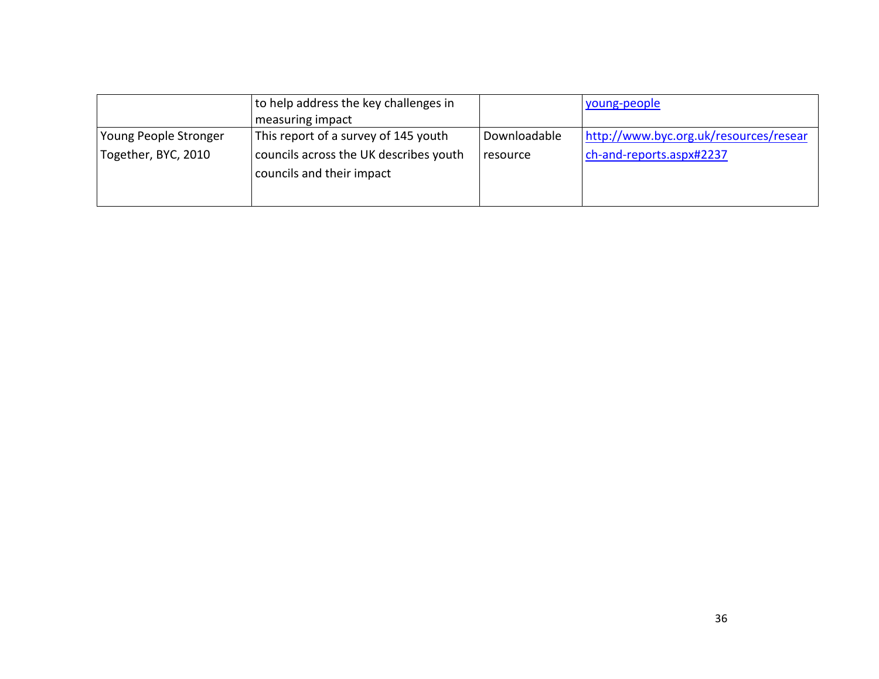| | | | |
|---|---|---|---|
| | to help address the key challenges in measuring impact | | young-people |
| Young People Stronger Together, BYC, 2010 | This report of a survey of 145 youth councils across the UK describes youth councils and their impact | Downloadable resource | http://www.byc.org.uk/resources/research-and-reports.aspx#2237 |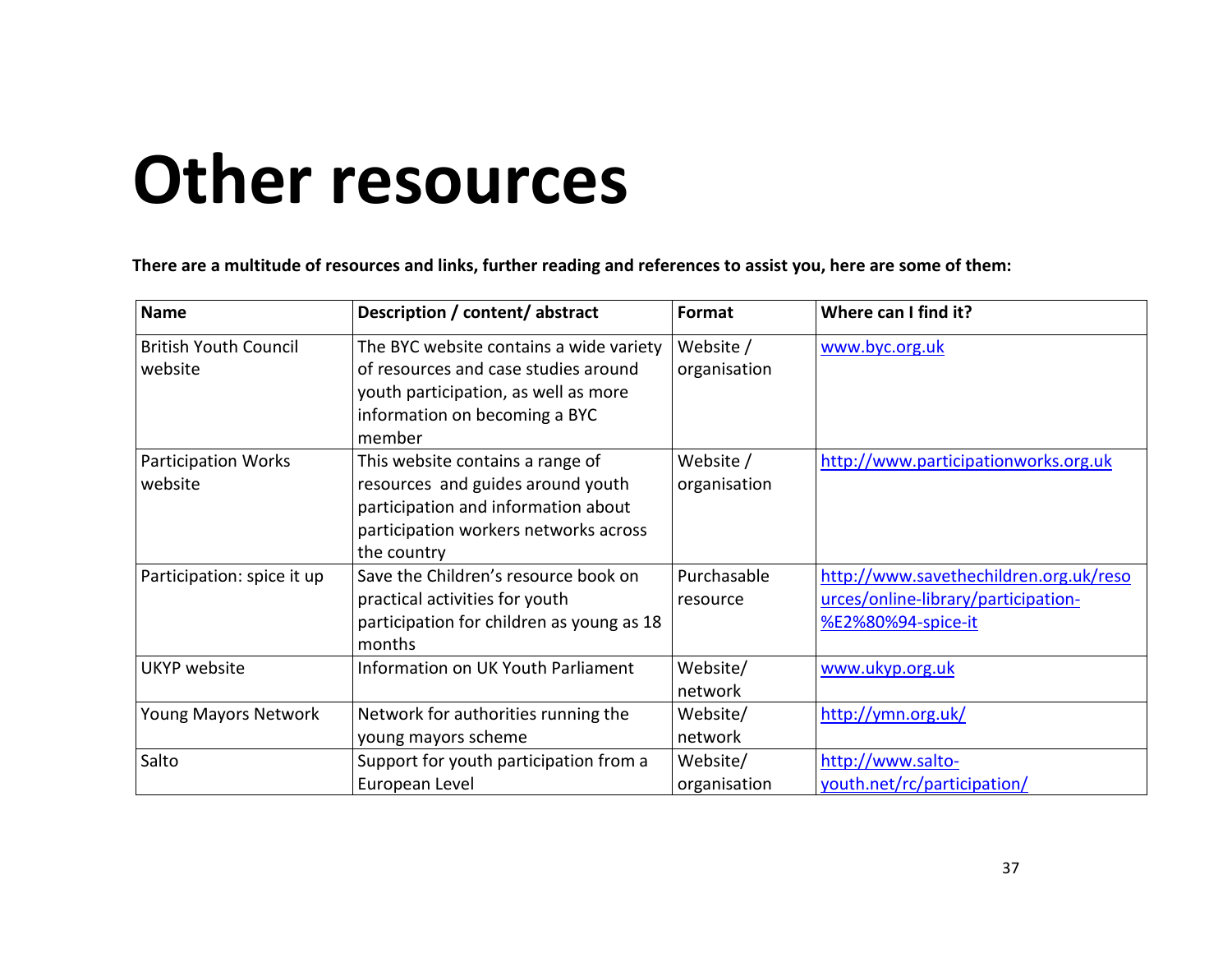# Other resources

**There are a multitude of resources and links, further reading and references to assist you, here are some of them:**

| Name | Description / content/ abstract | Format | Where can I find it? |
|---|---|---|---|
| British Youth Council website | The BYC website contains a wide variety of resources and case studies around youth participation, as well as more information on becoming a BYC member | Website / organisation | www.byc.org.uk |
| Participation Works website | This website contains a range of resources and guides around youth participation and information about participation workers networks across the country | Website / organisation | http://www.participationworks.org.uk |
| Participation: spice it up | Save the Children's resource book on practical activities for youth participation for children as young as 18 months | Purchasable resource | http://www.savethechildren.org.uk/resources/online-library/participation-%E2%80%94-spice-it |
| UKYP website | Information on UK Youth Parliament | Website/ network | www.ukyp.org.uk |
| Young Mayors Network | Network for authorities running the young mayors scheme | Website/ network | http://ymn.org.uk/ |
| Salto | Support for youth participation from a European Level | Website/ organisation | http://www.salto-youth.net/rc/participation/ |